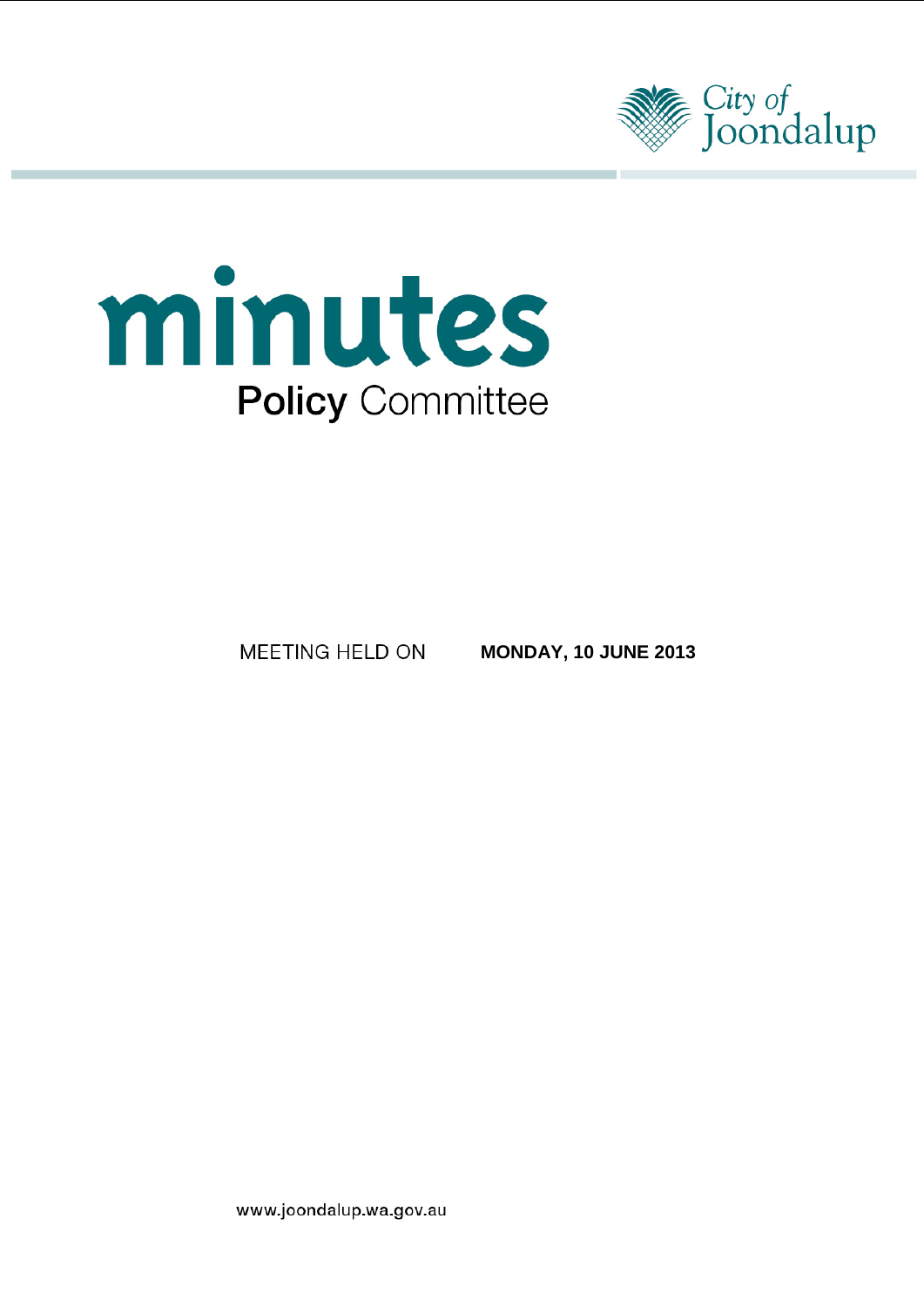City of Joondalup

# minutes

## Policy Committee

MEETING HELD ON **MONDAY, 10 JUNE 2013**

www.joondalup.wa.gov.au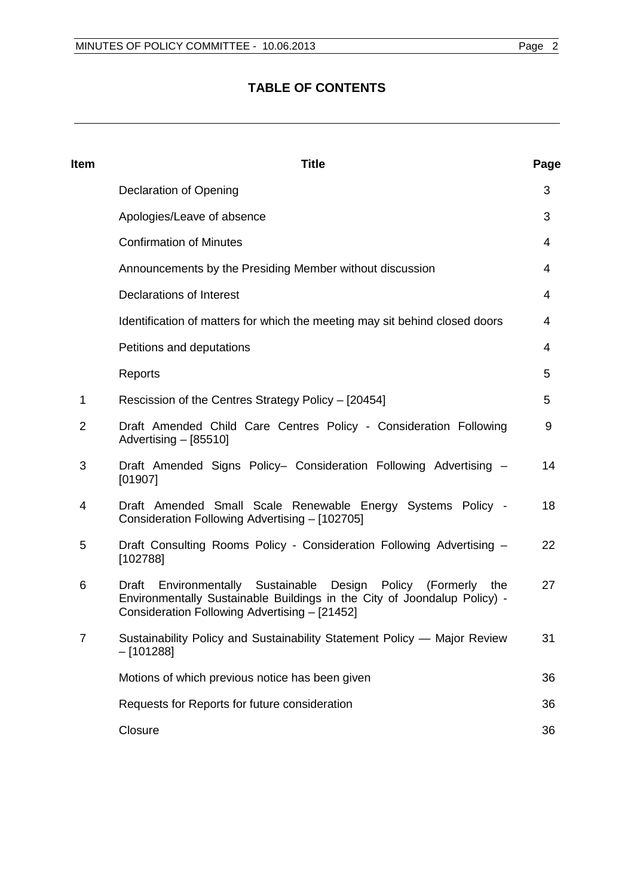# TABLE OF CONTENTS

| Item | Title | Page |
|---|---|---|
| | Declaration of Opening | 3 |
| | Apologies/Leave of absence | 3 |
| | Confirmation of Minutes | 4 |
| | Announcements by the Presiding Member without discussion | 4 |
| | Declarations of Interest | 4 |
| | Identification of matters for which the meeting may sit behind closed doors | 4 |
| | Petitions and deputations | 4 |
| | Reports | 5 |
| 1 | Rescission of the Centres Strategy Policy – [20454] | 5 |
| 2 | Draft Amended Child Care Centres Policy - Consideration Following Advertising – [85510] | 9 |
| 3 | Draft Amended Signs Policy– Consideration Following Advertising – [01907] | 14 |
| 4 | Draft Amended Small Scale Renewable Energy Systems Policy - Consideration Following Advertising – [102705] | 18 |
| 5 | Draft Consulting Rooms Policy - Consideration Following Advertising – [102788] | 22 |
| 6 | Draft Environmentally Sustainable Design Policy (Formerly the Environmentally Sustainable Buildings in the City of Joondalup Policy) - Consideration Following Advertising – [21452] | 27 |
| 7 | Sustainability Policy and Sustainability Statement Policy — Major Review – [101288] | 31 |
| | Motions of which previous notice has been given | 36 |
| | Requests for Reports for future consideration | 36 |
| | Closure | 36 |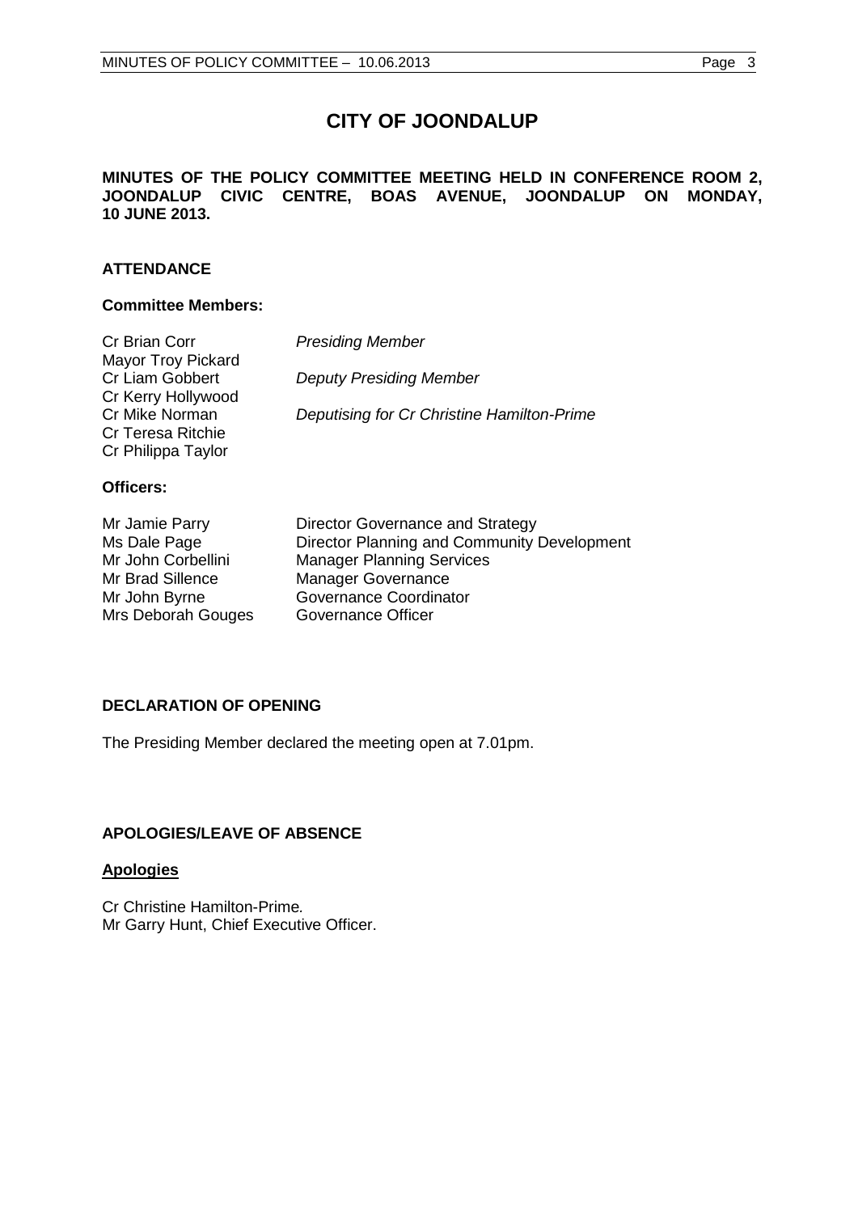# CITY OF JOONDALUP

**MINUTES OF THE POLICY COMMITTEE MEETING HELD IN CONFERENCE ROOM 2, JOONDALUP CIVIC CENTRE, BOAS AVENUE, JOONDALUP ON MONDAY, 10 JUNE 2013.**

## ATTENDANCE

### Committee Members:

| | |
|---|---|
| Cr Brian Corr | *Presiding Member* |
| Mayor Troy Pickard | |
| Cr Liam Gobbert | *Deputy Presiding Member* |
| Cr Kerry Hollywood | |
| Cr Mike Norman | *Deputising for Cr Christine Hamilton-Prime* |
| Cr Teresa Ritchie | |
| Cr Philippa Taylor | |

### Officers:

| | |
|---|---|
| Mr Jamie Parry | Director Governance and Strategy |
| Ms Dale Page | Director Planning and Community Development |
| Mr John Corbellini | Manager Planning Services |
| Mr Brad Sillence | Manager Governance |
| Mr John Byrne | Governance Coordinator |
| Mrs Deborah Gouges | Governance Officer |

## DECLARATION OF OPENING

The Presiding Member declared the meeting open at 7.01pm.

## APOLOGIES/LEAVE OF ABSENCE

### Apologies

Cr Christine Hamilton-Prime*.*
Mr Garry Hunt, Chief Executive Officer.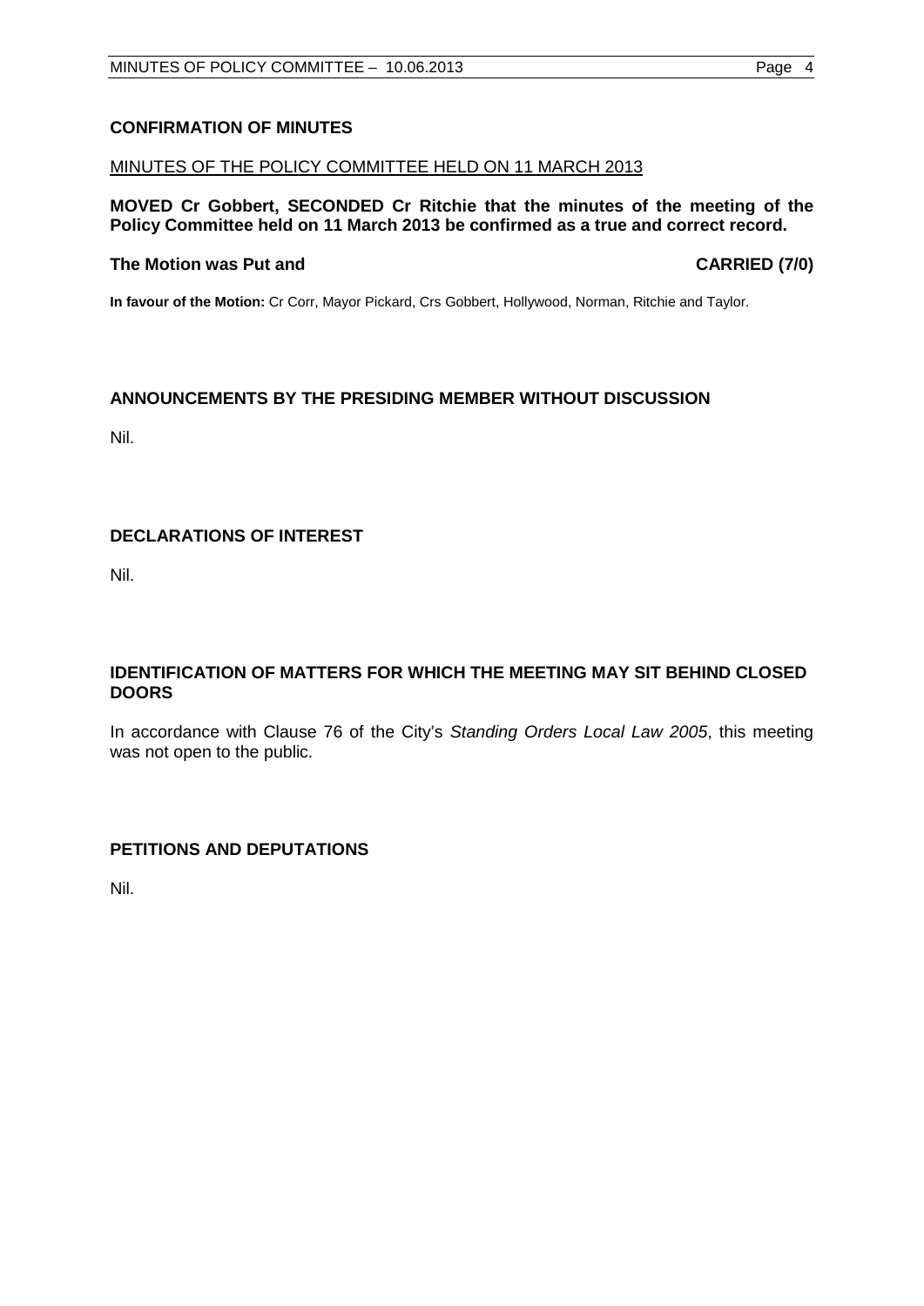## CONFIRMATION OF MINUTES

MINUTES OF THE POLICY COMMITTEE HELD ON 11 MARCH 2013

**MOVED Cr Gobbert, SECONDED Cr Ritchie that the minutes of the meeting of the Policy Committee held on 11 March 2013 be confirmed as a true and correct record.**

**The Motion was Put and CARRIED (7/0)**

**In favour of the Motion:** Cr Corr, Mayor Pickard, Crs Gobbert, Hollywood, Norman, Ritchie and Taylor.

## ANNOUNCEMENTS BY THE PRESIDING MEMBER WITHOUT DISCUSSION

Nil.

## DECLARATIONS OF INTEREST

Nil.

## IDENTIFICATION OF MATTERS FOR WHICH THE MEETING MAY SIT BEHIND CLOSED DOORS

In accordance with Clause 76 of the City's *Standing Orders Local Law 2005*, this meeting was not open to the public.

## PETITIONS AND DEPUTATIONS

Nil.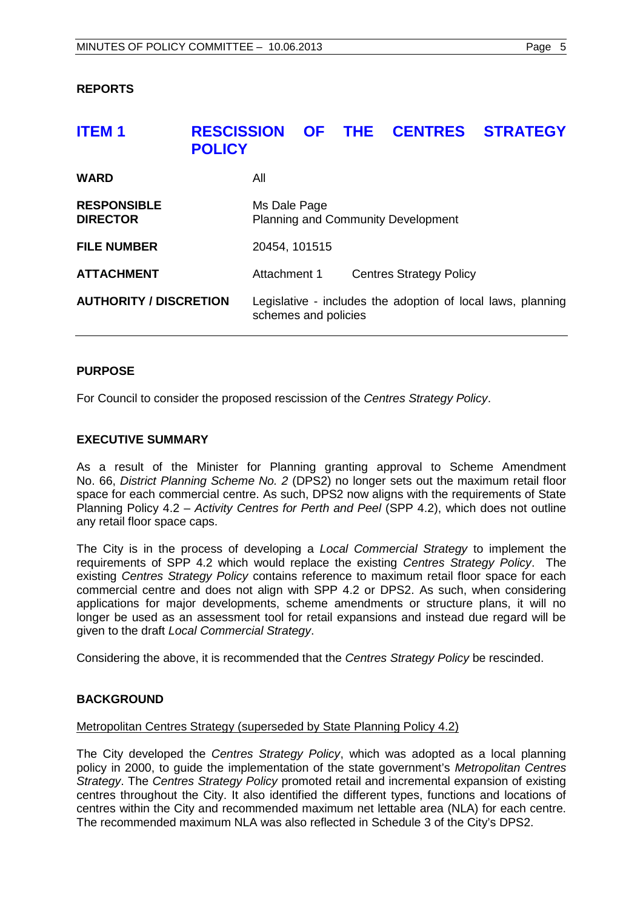## REPORTS

# ITEM 1 RESCISSION OF THE CENTRES STRATEGY POLICY

| | |
|---|---|
| **WARD** | All |
| **RESPONSIBLE DIRECTOR** | Ms Dale Page<br>Planning and Community Development |
| **FILE NUMBER** | 20454, 101515 |
| **ATTACHMENT** | Attachment 1 Centres Strategy Policy |
| **AUTHORITY / DISCRETION** | Legislative - includes the adoption of local laws, planning schemes and policies |

### PURPOSE

For Council to consider the proposed rescission of the *Centres Strategy Policy*.

### EXECUTIVE SUMMARY

As a result of the Minister for Planning granting approval to Scheme Amendment No. 66, *District Planning Scheme No. 2* (DPS2) no longer sets out the maximum retail floor space for each commercial centre. As such, DPS2 now aligns with the requirements of State Planning Policy 4.2 – *Activity Centres for Perth and Peel* (SPP 4.2), which does not outline any retail floor space caps.

The City is in the process of developing a *Local Commercial Strategy* to implement the requirements of SPP 4.2 which would replace the existing *Centres Strategy Policy*. The existing *Centres Strategy Policy* contains reference to maximum retail floor space for each commercial centre and does not align with SPP 4.2 or DPS2. As such, when considering applications for major developments, scheme amendments or structure plans, it will no longer be used as an assessment tool for retail expansions and instead due regard will be given to the draft *Local Commercial Strategy*.

Considering the above, it is recommended that the *Centres Strategy Policy* be rescinded.

### BACKGROUND

<u>Metropolitan Centres Strategy (superseded by State Planning Policy 4.2)</u>

The City developed the *Centres Strategy Policy*, which was adopted as a local planning policy in 2000, to guide the implementation of the state government's *Metropolitan Centres Strategy*. The *Centres Strategy Policy* promoted retail and incremental expansion of existing centres throughout the City. It also identified the different types, functions and locations of centres within the City and recommended maximum net lettable area (NLA) for each centre. The recommended maximum NLA was also reflected in Schedule 3 of the City's DPS2.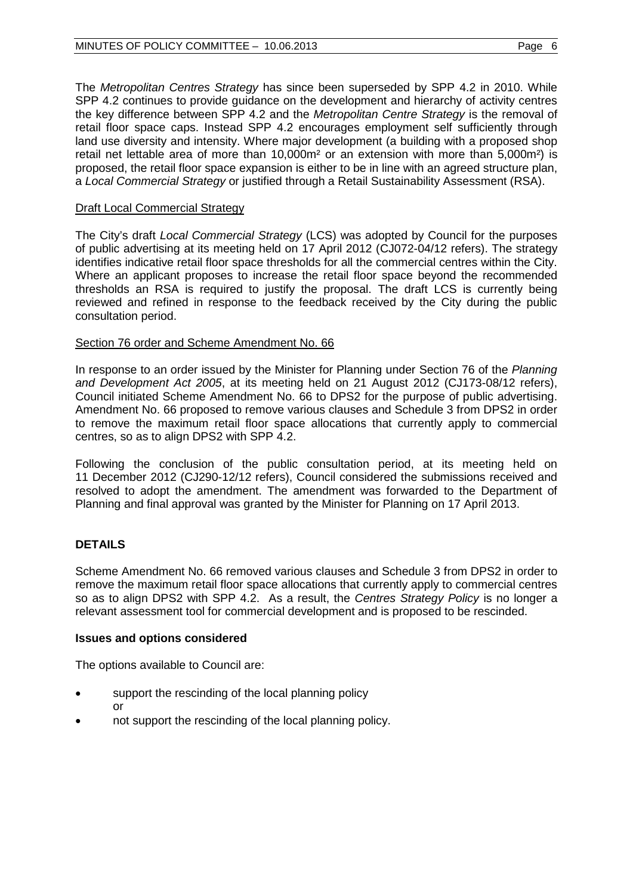The *Metropolitan Centres Strategy* has since been superseded by SPP 4.2 in 2010. While SPP 4.2 continues to provide guidance on the development and hierarchy of activity centres the key difference between SPP 4.2 and the *Metropolitan Centre Strategy* is the removal of retail floor space caps. Instead SPP 4.2 encourages employment self sufficiently through land use diversity and intensity. Where major development (a building with a proposed shop retail net lettable area of more than 10,000m² or an extension with more than 5,000m²) is proposed, the retail floor space expansion is either to be in line with an agreed structure plan, a *Local Commercial Strategy* or justified through a Retail Sustainability Assessment (RSA).

Draft Local Commercial Strategy

The City's draft *Local Commercial Strategy* (LCS) was adopted by Council for the purposes of public advertising at its meeting held on 17 April 2012 (CJ072-04/12 refers). The strategy identifies indicative retail floor space thresholds for all the commercial centres within the City. Where an applicant proposes to increase the retail floor space beyond the recommended thresholds an RSA is required to justify the proposal. The draft LCS is currently being reviewed and refined in response to the feedback received by the City during the public consultation period.

Section 76 order and Scheme Amendment No. 66

In response to an order issued by the Minister for Planning under Section 76 of the *Planning and Development Act 2005*, at its meeting held on 21 August 2012 (CJ173-08/12 refers), Council initiated Scheme Amendment No. 66 to DPS2 for the purpose of public advertising. Amendment No. 66 proposed to remove various clauses and Schedule 3 from DPS2 in order to remove the maximum retail floor space allocations that currently apply to commercial centres, so as to align DPS2 with SPP 4.2.

Following the conclusion of the public consultation period, at its meeting held on 11 December 2012 (CJ290-12/12 refers), Council considered the submissions received and resolved to adopt the amendment. The amendment was forwarded to the Department of Planning and final approval was granted by the Minister for Planning on 17 April 2013.

## DETAILS

Scheme Amendment No. 66 removed various clauses and Schedule 3 from DPS2 in order to remove the maximum retail floor space allocations that currently apply to commercial centres so as to align DPS2 with SPP 4.2. As a result, the *Centres Strategy Policy* is no longer a relevant assessment tool for commercial development and is proposed to be rescinded.

### Issues and options considered

The options available to Council are:

- support the rescinding of the local planning policy
  or
- not support the rescinding of the local planning policy.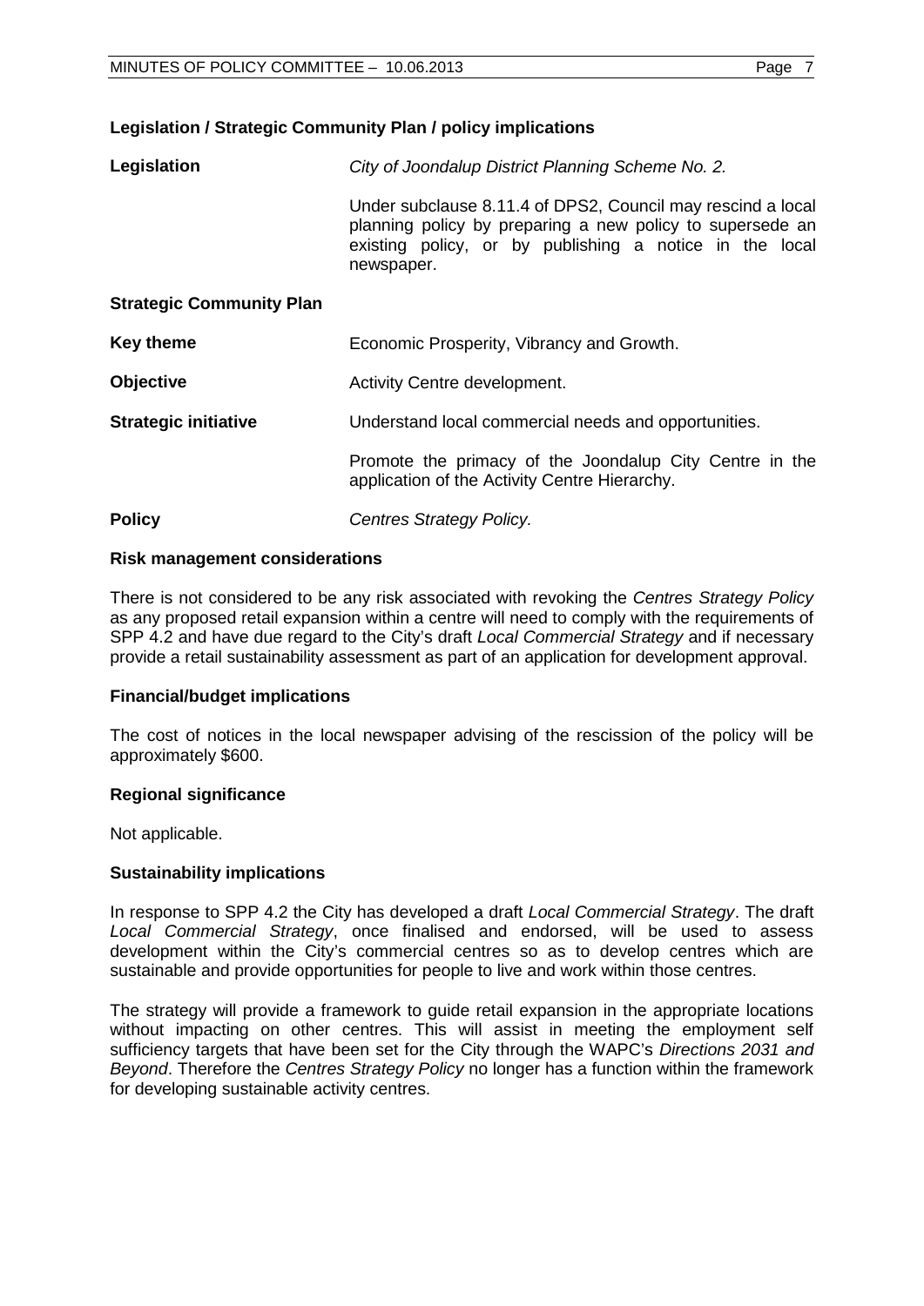### Legislation / Strategic Community Plan / policy implications

| | |
|---|---|
| **Legislation** | *City of Joondalup District Planning Scheme No. 2.* <br><br> Under subclause 8.11.4 of DPS2, Council may rescind a local planning policy by preparing a new policy to supersede an existing policy, or by publishing a notice in the local newspaper. |
| **Strategic Community Plan** | |
| **Key theme** | Economic Prosperity, Vibrancy and Growth. |
| **Objective** | Activity Centre development. |
| **Strategic initiative** | Understand local commercial needs and opportunities. <br><br> Promote the primacy of the Joondalup City Centre in the application of the Activity Centre Hierarchy. |
| **Policy** | *Centres Strategy Policy.* |

### Risk management considerations

There is not considered to be any risk associated with revoking the *Centres Strategy Policy* as any proposed retail expansion within a centre will need to comply with the requirements of SPP 4.2 and have due regard to the City's draft *Local Commercial Strategy* and if necessary provide a retail sustainability assessment as part of an application for development approval.

### Financial/budget implications

The cost of notices in the local newspaper advising of the rescission of the policy will be approximately $600.

### Regional significance

Not applicable.

### Sustainability implications

In response to SPP 4.2 the City has developed a draft *Local Commercial Strategy*. The draft *Local Commercial Strategy*, once finalised and endorsed, will be used to assess development within the City's commercial centres so as to develop centres which are sustainable and provide opportunities for people to live and work within those centres.

The strategy will provide a framework to guide retail expansion in the appropriate locations without impacting on other centres. This will assist in meeting the employment self sufficiency targets that have been set for the City through the WAPC's *Directions 2031 and Beyond*. Therefore the *Centres Strategy Policy* no longer has a function within the framework for developing sustainable activity centres.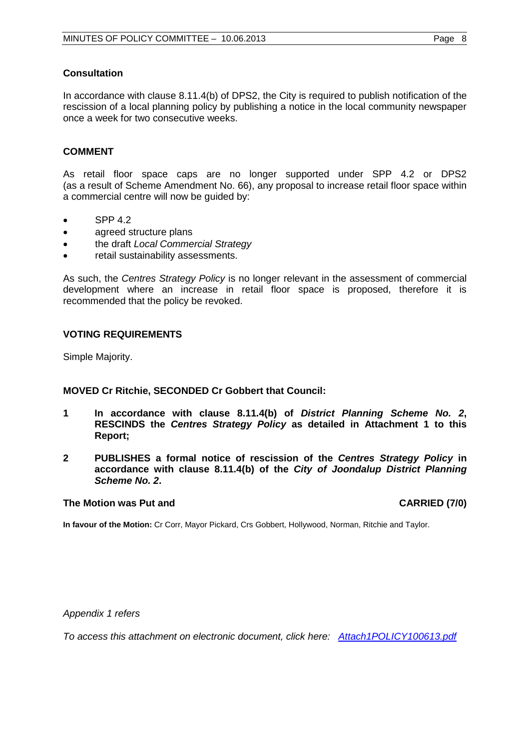**Consultation**

In accordance with clause 8.11.4(b) of DPS2, the City is required to publish notification of the rescission of a local planning policy by publishing a notice in the local community newspaper once a week for two consecutive weeks.

**COMMENT**

As retail floor space caps are no longer supported under SPP 4.2 or DPS2 (as a result of Scheme Amendment No. 66), any proposal to increase retail floor space within a commercial centre will now be guided by:

- SPP 4.2
- agreed structure plans
- the draft *Local Commercial Strategy*
- retail sustainability assessments.

As such, the *Centres Strategy Policy* is no longer relevant in the assessment of commercial development where an increase in retail floor space is proposed, therefore it is recommended that the policy be revoked.

**VOTING REQUIREMENTS**

Simple Majority.

**MOVED Cr Ritchie, SECONDED Cr Gobbert that Council:**

**1 In accordance with clause 8.11.4(b) of *District Planning Scheme No. 2*, RESCINDS the *Centres Strategy Policy* as detailed in Attachment 1 to this Report;**

**2 PUBLISHES a formal notice of rescission of the *Centres Strategy Policy* in accordance with clause 8.11.4(b) of the *City of Joondalup District Planning Scheme No. 2*.**

**The Motion was Put and CARRIED (7/0)**

**In favour of the Motion:** Cr Corr, Mayor Pickard, Crs Gobbert, Hollywood, Norman, Ritchie and Taylor.

*Appendix 1 refers*

*To access this attachment on electronic document, click here: [Attach1POLICY100613.pdf](Attach1POLICY100613.pdf)*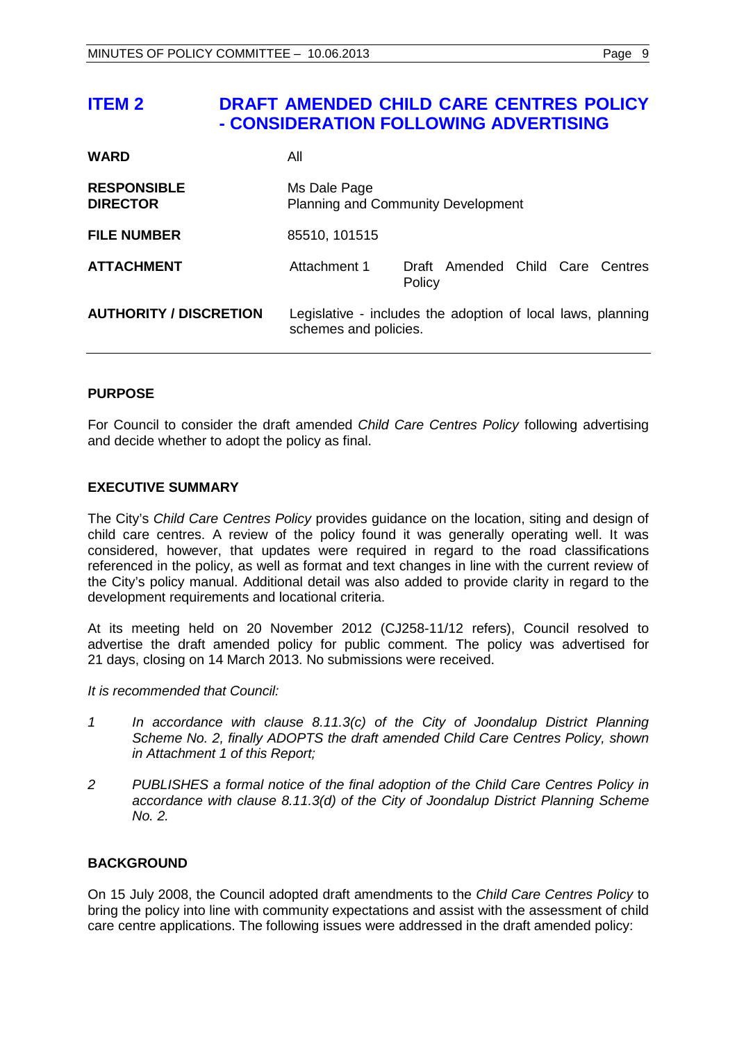# ITEM 2 DRAFT AMENDED CHILD CARE CENTRES POLICY - CONSIDERATION FOLLOWING ADVERTISING

| | | |
|---|---|---|
| **WARD** | All | |
| **RESPONSIBLE DIRECTOR** | Ms Dale Page<br>Planning and Community Development | |
| **FILE NUMBER** | 85510, 101515 | |
| **ATTACHMENT** | Attachment 1 | Draft Amended Child Care Centres Policy |
| **AUTHORITY / DISCRETION** | Legislative - includes the adoption of local laws, planning schemes and policies. | |

## PURPOSE

For Council to consider the draft amended *Child Care Centres Policy* following advertising and decide whether to adopt the policy as final.

## EXECUTIVE SUMMARY

The City's *Child Care Centres Policy* provides guidance on the location, siting and design of child care centres. A review of the policy found it was generally operating well. It was considered, however, that updates were required in regard to the road classifications referenced in the policy, as well as format and text changes in line with the current review of the City's policy manual. Additional detail was also added to provide clarity in regard to the development requirements and locational criteria.

At its meeting held on 20 November 2012 (CJ258-11/12 refers), Council resolved to advertise the draft amended policy for public comment. The policy was advertised for 21 days, closing on 14 March 2013. No submissions were received.

*It is recommended that Council:*

1. *In accordance with clause 8.11.3(c) of the City of Joondalup District Planning Scheme No. 2, finally ADOPTS the draft amended Child Care Centres Policy, shown in Attachment 1 of this Report;*
2. *PUBLISHES a formal notice of the final adoption of the Child Care Centres Policy in accordance with clause 8.11.3(d) of the City of Joondalup District Planning Scheme No. 2.*

## BACKGROUND

On 15 July 2008, the Council adopted draft amendments to the *Child Care Centres Policy* to bring the policy into line with community expectations and assist with the assessment of child care centre applications. The following issues were addressed in the draft amended policy: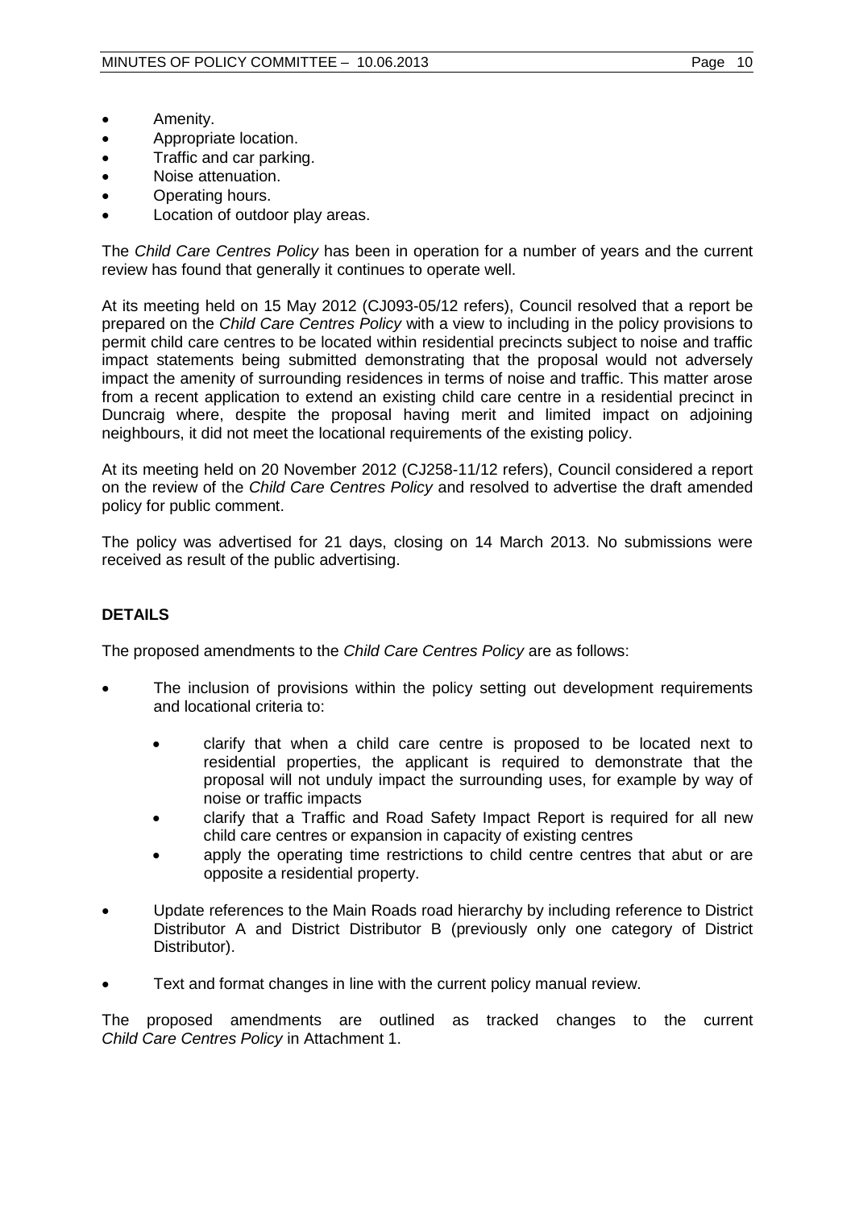- Amenity.
- Appropriate location.
- Traffic and car parking.
- Noise attenuation.
- Operating hours.
- Location of outdoor play areas.

The *Child Care Centres Policy* has been in operation for a number of years and the current review has found that generally it continues to operate well.

At its meeting held on 15 May 2012 (CJ093-05/12 refers), Council resolved that a report be prepared on the *Child Care Centres Policy* with a view to including in the policy provisions to permit child care centres to be located within residential precincts subject to noise and traffic impact statements being submitted demonstrating that the proposal would not adversely impact the amenity of surrounding residences in terms of noise and traffic. This matter arose from a recent application to extend an existing child care centre in a residential precinct in Duncraig where, despite the proposal having merit and limited impact on adjoining neighbours, it did not meet the locational requirements of the existing policy.

At its meeting held on 20 November 2012 (CJ258-11/12 refers), Council considered a report on the review of the *Child Care Centres Policy* and resolved to advertise the draft amended policy for public comment.

The policy was advertised for 21 days, closing on 14 March 2013. No submissions were received as result of the public advertising.

**DETAILS**

The proposed amendments to the *Child Care Centres Policy* are as follows:

- The inclusion of provisions within the policy setting out development requirements and locational criteria to:
  - clarify that when a child care centre is proposed to be located next to residential properties, the applicant is required to demonstrate that the proposal will not unduly impact the surrounding uses, for example by way of noise or traffic impacts
  - clarify that a Traffic and Road Safety Impact Report is required for all new child care centres or expansion in capacity of existing centres
  - apply the operating time restrictions to child centre centres that abut or are opposite a residential property.
- Update references to the Main Roads road hierarchy by including reference to District Distributor A and District Distributor B (previously only one category of District Distributor).
- Text and format changes in line with the current policy manual review.

The proposed amendments are outlined as tracked changes to the current *Child Care Centres Policy* in Attachment 1.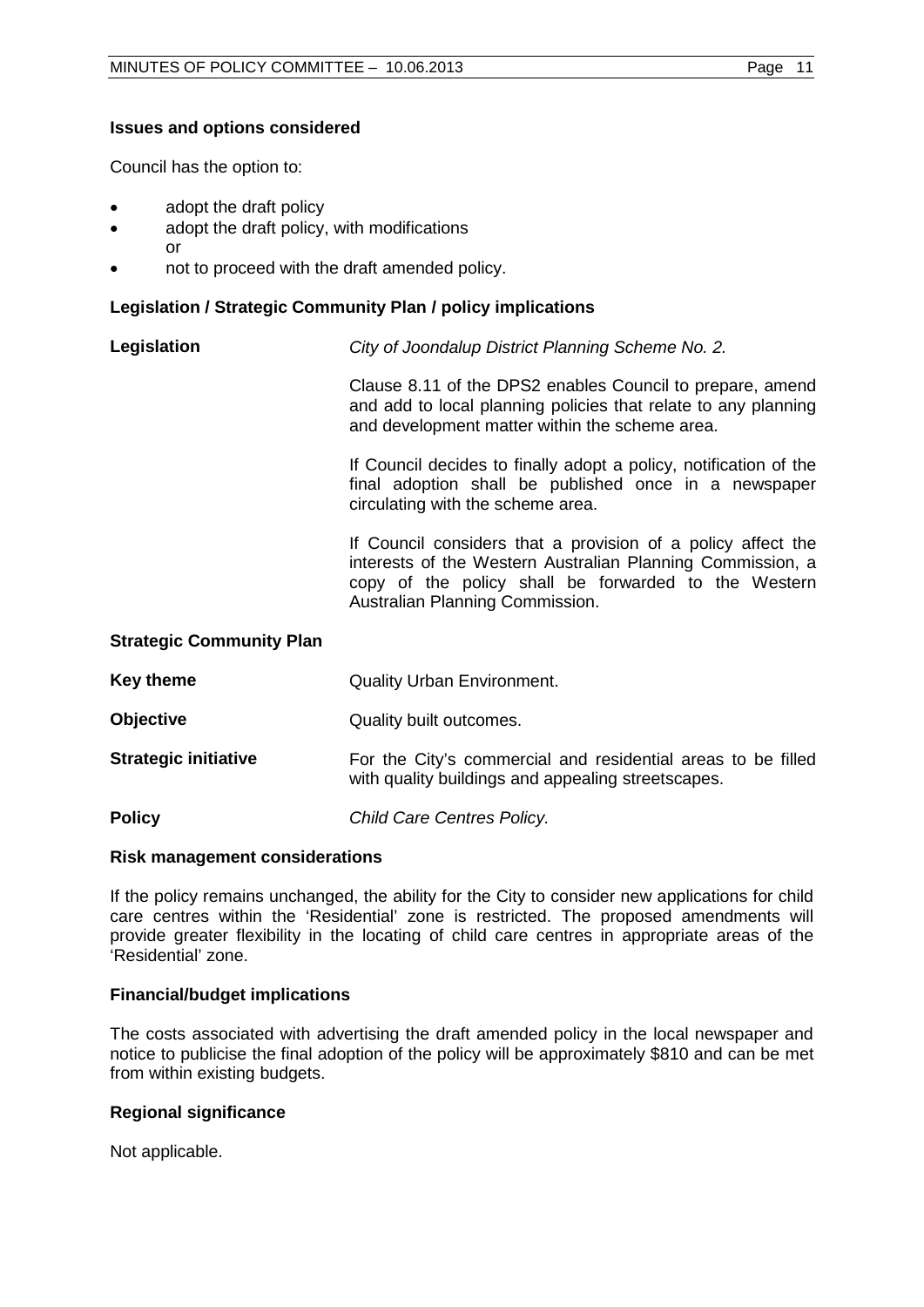**Issues and options considered**

Council has the option to:

- adopt the draft policy
- adopt the draft policy, with modifications
  or
- not to proceed with the draft amended policy.

**Legislation / Strategic Community Plan / policy implications**

**Legislation** *City of Joondalup District Planning Scheme No. 2.*

Clause 8.11 of the DPS2 enables Council to prepare, amend and add to local planning policies that relate to any planning and development matter within the scheme area.

If Council decides to finally adopt a policy, notification of the final adoption shall be published once in a newspaper circulating with the scheme area.

If Council considers that a provision of a policy affect the interests of the Western Australian Planning Commission, a copy of the policy shall be forwarded to the Western Australian Planning Commission.

**Strategic Community Plan**

**Key theme** Quality Urban Environment.

**Objective** Quality built outcomes.

**Strategic initiative** For the City's commercial and residential areas to be filled with quality buildings and appealing streetscapes.

**Policy** *Child Care Centres Policy.*

**Risk management considerations**

If the policy remains unchanged, the ability for the City to consider new applications for child care centres within the 'Residential' zone is restricted. The proposed amendments will provide greater flexibility in the locating of child care centres in appropriate areas of the 'Residential' zone.

**Financial/budget implications**

The costs associated with advertising the draft amended policy in the local newspaper and notice to publicise the final adoption of the policy will be approximately $810 and can be met from within existing budgets.

**Regional significance**

Not applicable.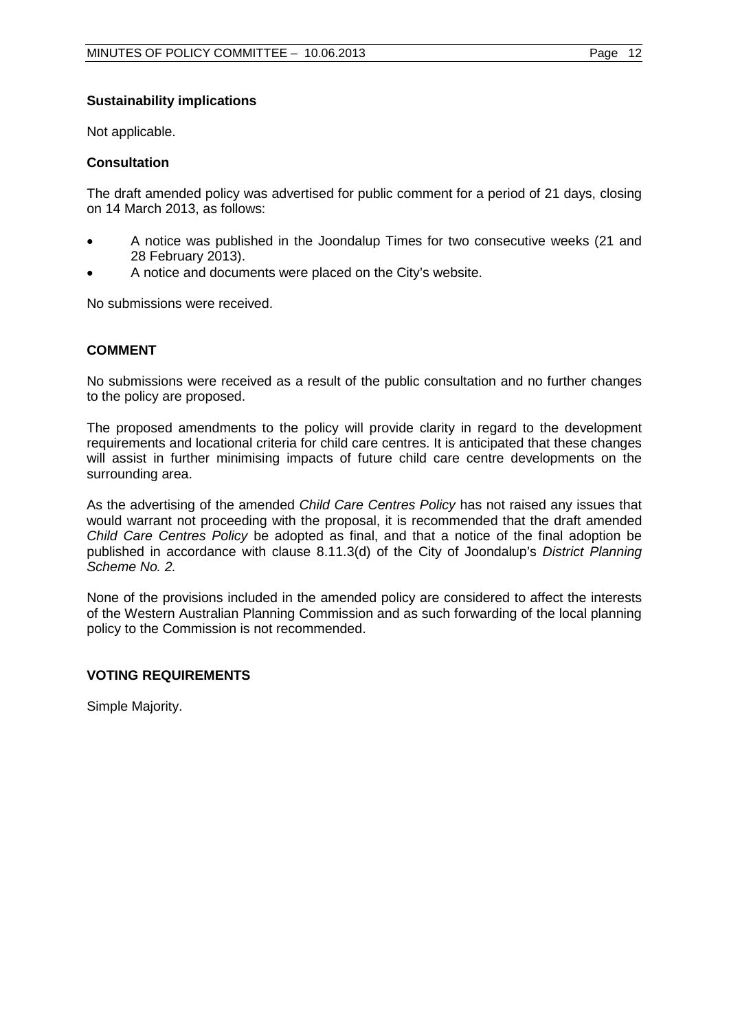**Sustainability implications**

Not applicable.

**Consultation**

The draft amended policy was advertised for public comment for a period of 21 days, closing on 14 March 2013, as follows:

- A notice was published in the Joondalup Times for two consecutive weeks (21 and 28 February 2013).
- A notice and documents were placed on the City's website.

No submissions were received.

## COMMENT

No submissions were received as a result of the public consultation and no further changes to the policy are proposed.

The proposed amendments to the policy will provide clarity in regard to the development requirements and locational criteria for child care centres. It is anticipated that these changes will assist in further minimising impacts of future child care centre developments on the surrounding area.

As the advertising of the amended *Child Care Centres Policy* has not raised any issues that would warrant not proceeding with the proposal, it is recommended that the draft amended *Child Care Centres Policy* be adopted as final, and that a notice of the final adoption be published in accordance with clause 8.11.3(d) of the City of Joondalup's *District Planning Scheme No. 2.*

None of the provisions included in the amended policy are considered to affect the interests of the Western Australian Planning Commission and as such forwarding of the local planning policy to the Commission is not recommended.

## VOTING REQUIREMENTS

Simple Majority.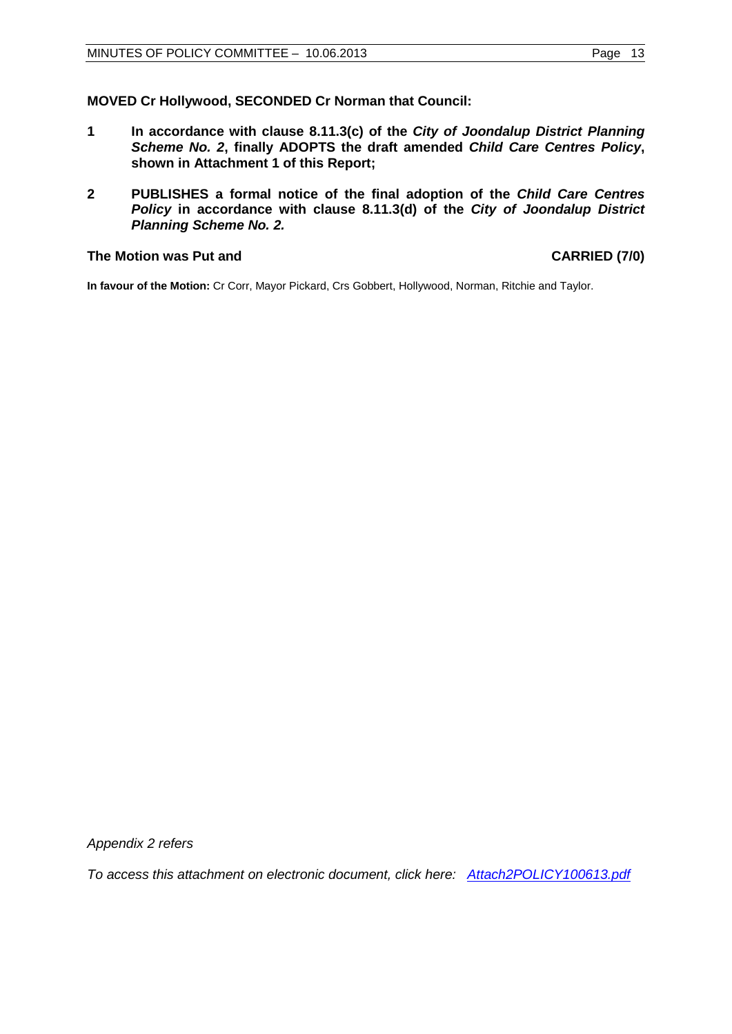**MOVED Cr Hollywood, SECONDED Cr Norman that Council:**

**1 In accordance with clause 8.11.3(c) of the *City of Joondalup District Planning Scheme No. 2*, finally ADOPTS the draft amended *Child Care Centres Policy*, shown in Attachment 1 of this Report;**

**2 PUBLISHES a formal notice of the final adoption of the *Child Care Centres Policy* in accordance with clause 8.11.3(d) of the *City of Joondalup District Planning Scheme No. 2.***

**The Motion was Put and CARRIED (7/0)**

**In favour of the Motion:** Cr Corr, Mayor Pickard, Crs Gobbert, Hollywood, Norman, Ritchie and Taylor.

*Appendix 2 refers*

*To access this attachment on electronic document, click here: Attach2POLICY100613.pdf*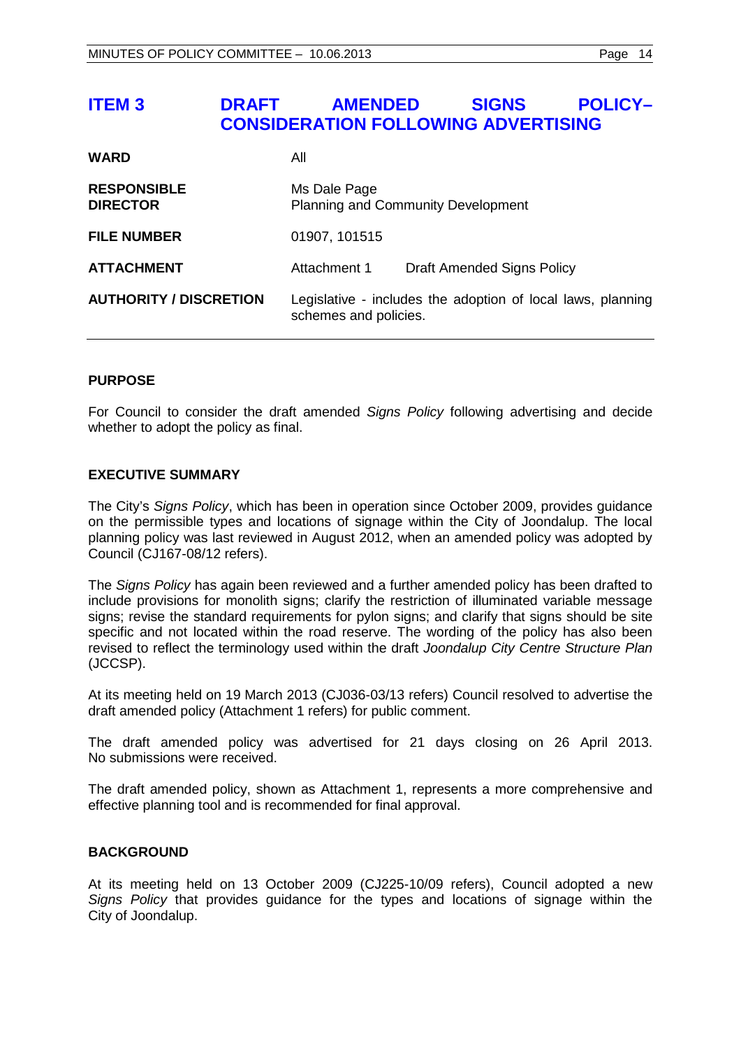## ITEM 3 DRAFT AMENDED SIGNS POLICY– CONSIDERATION FOLLOWING ADVERTISING

| | |
|---|---|
| **WARD** | All |
| **RESPONSIBLE DIRECTOR** | Ms Dale Page<br>Planning and Community Development |
| **FILE NUMBER** | 01907, 101515 |
| **ATTACHMENT** | Attachment 1 Draft Amended Signs Policy |
| **AUTHORITY / DISCRETION** | Legislative - includes the adoption of local laws, planning schemes and policies. |

### PURPOSE

For Council to consider the draft amended *Signs Policy* following advertising and decide whether to adopt the policy as final.

### EXECUTIVE SUMMARY

The City's *Signs Policy*, which has been in operation since October 2009, provides guidance on the permissible types and locations of signage within the City of Joondalup. The local planning policy was last reviewed in August 2012, when an amended policy was adopted by Council (CJ167-08/12 refers).

The *Signs Policy* has again been reviewed and a further amended policy has been drafted to include provisions for monolith signs; clarify the restriction of illuminated variable message signs; revise the standard requirements for pylon signs; and clarify that signs should be site specific and not located within the road reserve. The wording of the policy has also been revised to reflect the terminology used within the draft *Joondalup City Centre Structure Plan* (JCCSP).

At its meeting held on 19 March 2013 (CJ036-03/13 refers) Council resolved to advertise the draft amended policy (Attachment 1 refers) for public comment.

The draft amended policy was advertised for 21 days closing on 26 April 2013. No submissions were received.

The draft amended policy, shown as Attachment 1, represents a more comprehensive and effective planning tool and is recommended for final approval.

### BACKGROUND

At its meeting held on 13 October 2009 (CJ225-10/09 refers), Council adopted a new *Signs Policy* that provides guidance for the types and locations of signage within the City of Joondalup.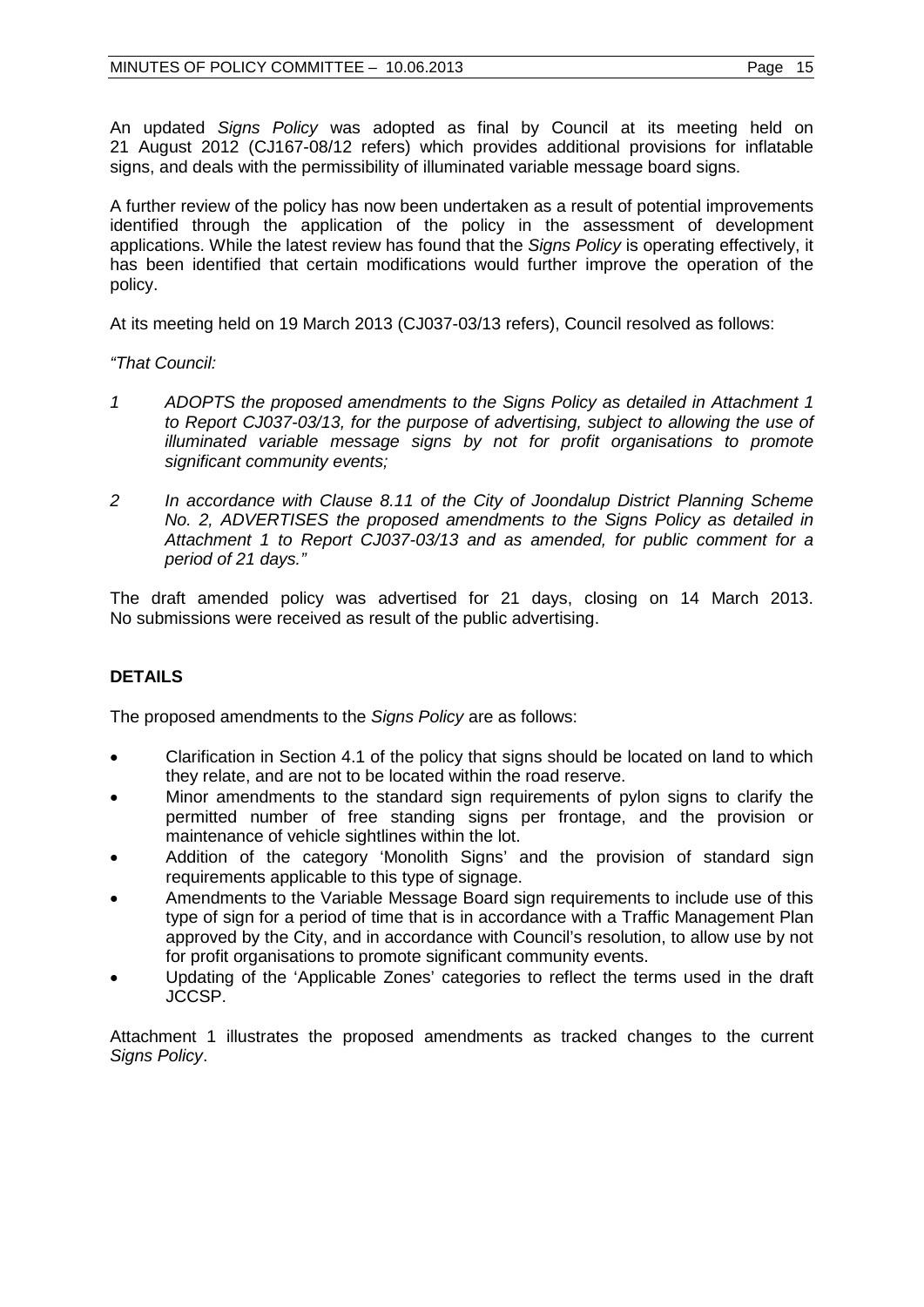An updated *Signs Policy* was adopted as final by Council at its meeting held on 21 August 2012 (CJ167-08/12 refers) which provides additional provisions for inflatable signs, and deals with the permissibility of illuminated variable message board signs.

A further review of the policy has now been undertaken as a result of potential improvements identified through the application of the policy in the assessment of development applications. While the latest review has found that the *Signs Policy* is operating effectively, it has been identified that certain modifications would further improve the operation of the policy.

At its meeting held on 19 March 2013 (CJ037-03/13 refers), Council resolved as follows:

*"That Council:*

1. *ADOPTS the proposed amendments to the Signs Policy as detailed in Attachment 1 to Report CJ037-03/13, for the purpose of advertising, subject to allowing the use of illuminated variable message signs by not for profit organisations to promote significant community events;*
2. *In accordance with Clause 8.11 of the City of Joondalup District Planning Scheme No. 2, ADVERTISES the proposed amendments to the Signs Policy as detailed in Attachment 1 to Report CJ037-03/13 and as amended, for public comment for a period of 21 days."*

The draft amended policy was advertised for 21 days, closing on 14 March 2013. No submissions were received as result of the public advertising.

## DETAILS

The proposed amendments to the *Signs Policy* are as follows:

- Clarification in Section 4.1 of the policy that signs should be located on land to which they relate, and are not to be located within the road reserve.
- Minor amendments to the standard sign requirements of pylon signs to clarify the permitted number of free standing signs per frontage, and the provision or maintenance of vehicle sightlines within the lot.
- Addition of the category 'Monolith Signs' and the provision of standard sign requirements applicable to this type of signage.
- Amendments to the Variable Message Board sign requirements to include use of this type of sign for a period of time that is in accordance with a Traffic Management Plan approved by the City, and in accordance with Council's resolution, to allow use by not for profit organisations to promote significant community events.
- Updating of the 'Applicable Zones' categories to reflect the terms used in the draft JCCSP.

Attachment 1 illustrates the proposed amendments as tracked changes to the current *Signs Policy*.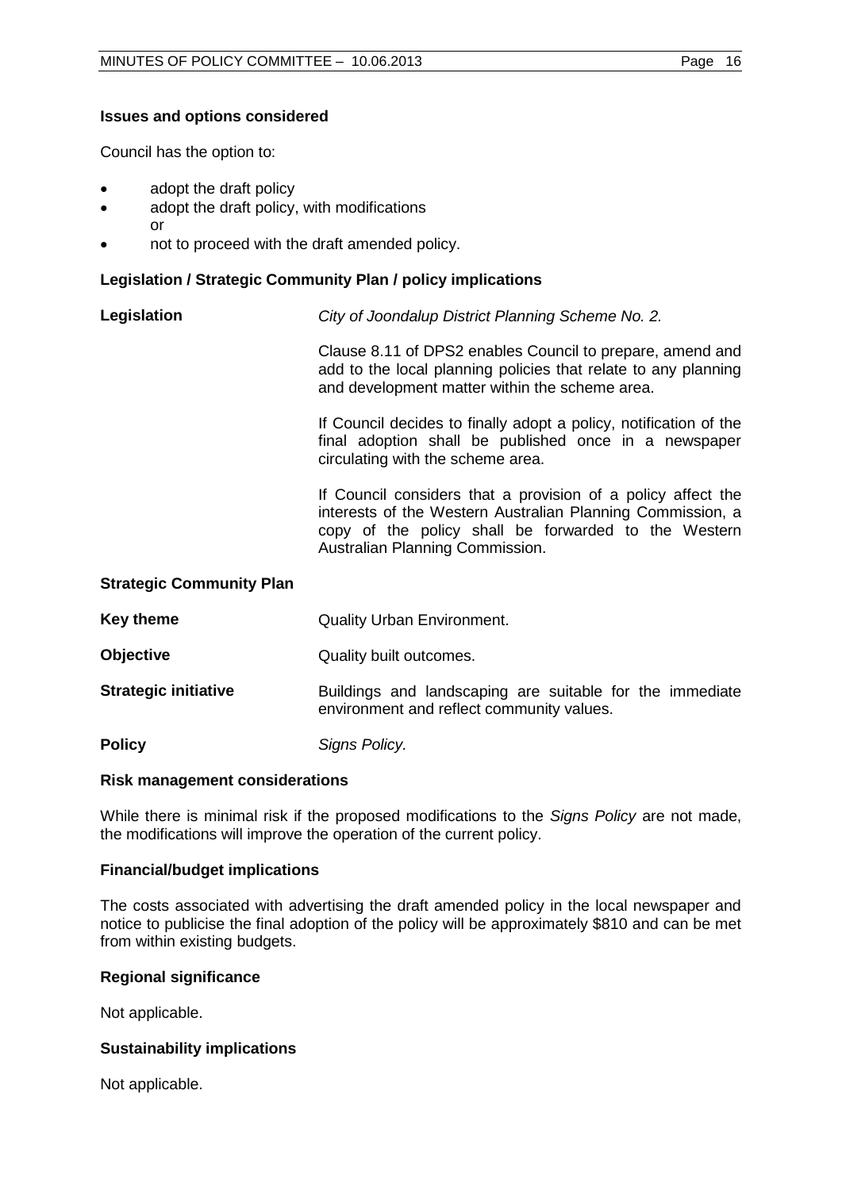### Issues and options considered

Council has the option to:

- adopt the draft policy
- adopt the draft policy, with modifications
  or
- not to proceed with the draft amended policy.

### Legislation / Strategic Community Plan / policy implications

**Legislation** *City of Joondalup District Planning Scheme No. 2.*

Clause 8.11 of DPS2 enables Council to prepare, amend and add to the local planning policies that relate to any planning and development matter within the scheme area.

If Council decides to finally adopt a policy, notification of the final adoption shall be published once in a newspaper circulating with the scheme area.

If Council considers that a provision of a policy affect the interests of the Western Australian Planning Commission, a copy of the policy shall be forwarded to the Western Australian Planning Commission.

**Strategic Community Plan**

**Key theme** Quality Urban Environment.

**Objective** Quality built outcomes.

**Strategic initiative** Buildings and landscaping are suitable for the immediate environment and reflect community values.

**Policy** *Signs Policy.*

### Risk management considerations

While there is minimal risk if the proposed modifications to the *Signs Policy* are not made, the modifications will improve the operation of the current policy.

### Financial/budget implications

The costs associated with advertising the draft amended policy in the local newspaper and notice to publicise the final adoption of the policy will be approximately $810 and can be met from within existing budgets.

### Regional significance

Not applicable.

### Sustainability implications

Not applicable.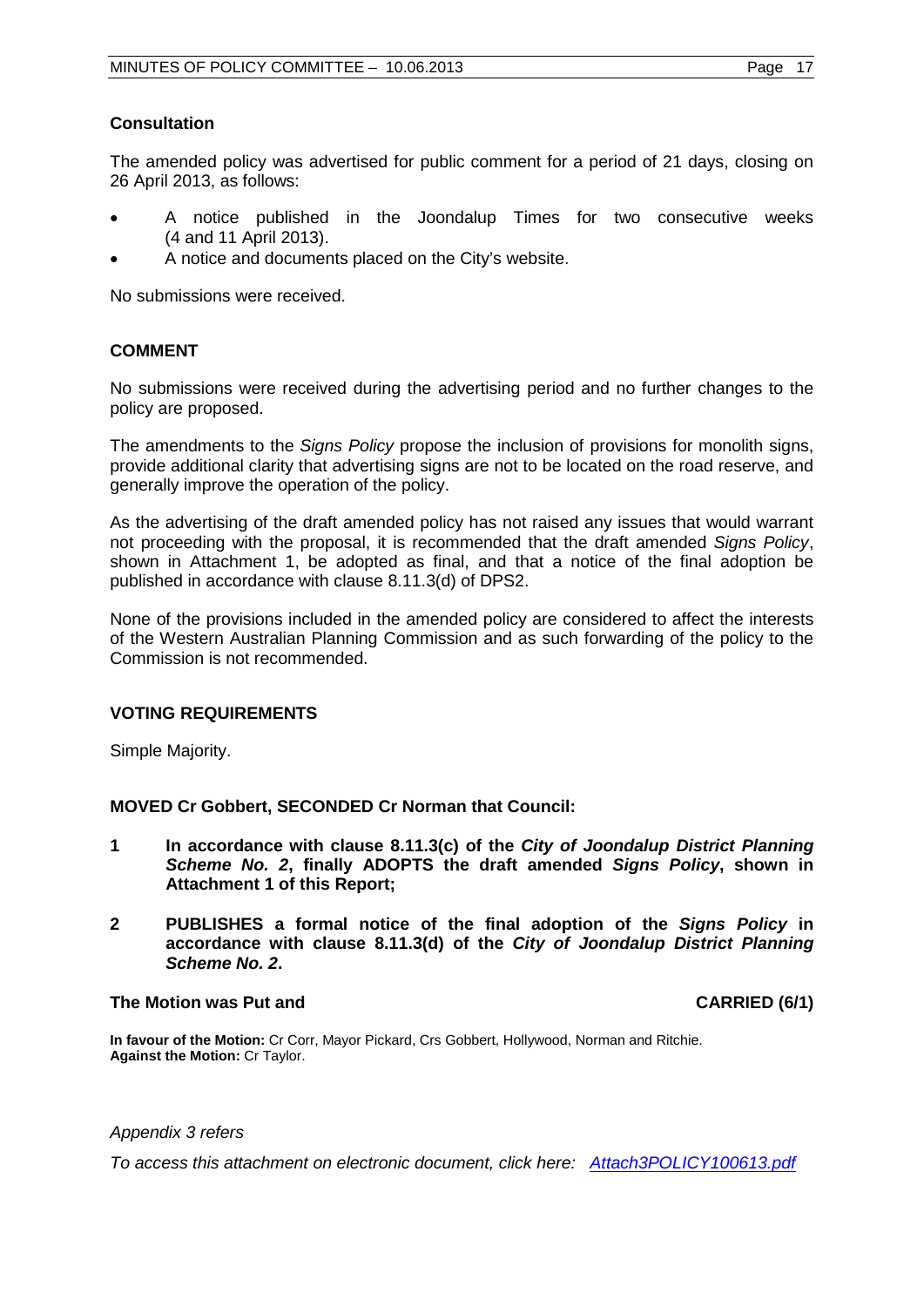**Consultation**

The amended policy was advertised for public comment for a period of 21 days, closing on 26 April 2013, as follows:

- A notice published in the Joondalup Times for two consecutive weeks (4 and 11 April 2013).
- A notice and documents placed on the City's website.

No submissions were received.

**COMMENT**

No submissions were received during the advertising period and no further changes to the policy are proposed.

The amendments to the *Signs Policy* propose the inclusion of provisions for monolith signs, provide additional clarity that advertising signs are not to be located on the road reserve, and generally improve the operation of the policy.

As the advertising of the draft amended policy has not raised any issues that would warrant not proceeding with the proposal, it is recommended that the draft amended *Signs Policy*, shown in Attachment 1, be adopted as final, and that a notice of the final adoption be published in accordance with clause 8.11.3(d) of DPS2.

None of the provisions included in the amended policy are considered to affect the interests of the Western Australian Planning Commission and as such forwarding of the policy to the Commission is not recommended.

**VOTING REQUIREMENTS**

Simple Majority.

**MOVED Cr Gobbert, SECONDED Cr Norman that Council:**

**1 In accordance with clause 8.11.3(c) of the *City of Joondalup District Planning Scheme No. 2*, finally ADOPTS the draft amended *Signs Policy*, shown in Attachment 1 of this Report;**

**2 PUBLISHES a formal notice of the final adoption of the *Signs Policy* in accordance with clause 8.11.3(d) of the *City of Joondalup District Planning Scheme No. 2*.**

**The Motion was Put and CARRIED (6/1)**

**In favour of the Motion:** Cr Corr, Mayor Pickard, Crs Gobbert, Hollywood, Norman and Ritchie.
**Against the Motion:** Cr Taylor.

*Appendix 3 refers*

*To access this attachment on electronic document, click here: Attach3POLICY100613.pdf*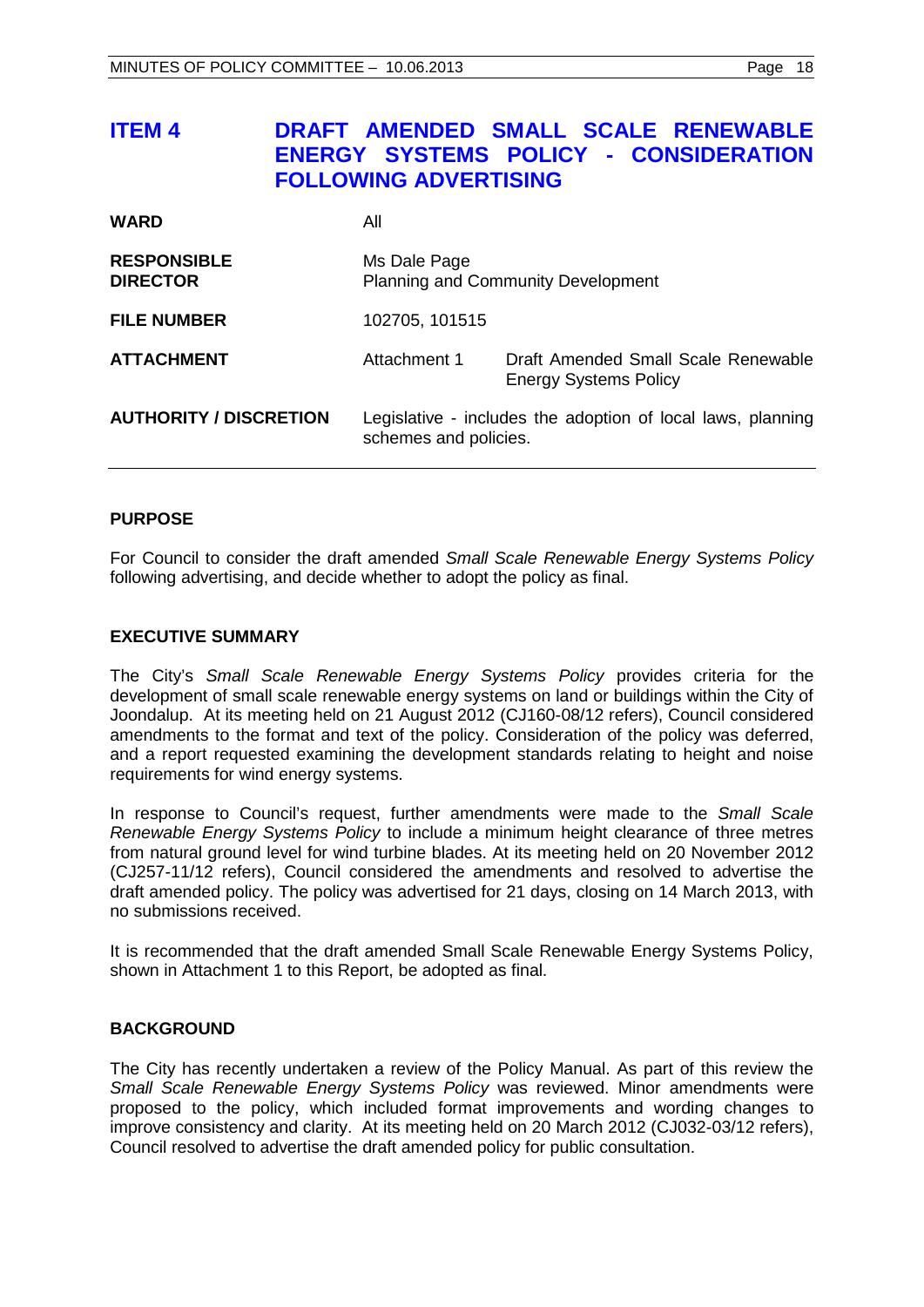# ITEM 4 DRAFT AMENDED SMALL SCALE RENEWABLE ENERGY SYSTEMS POLICY - CONSIDERATION FOLLOWING ADVERTISING

| | | |
|---|---|---|
| **WARD** | All | |
| **RESPONSIBLE DIRECTOR** | Ms Dale Page<br>Planning and Community Development | |
| **FILE NUMBER** | 102705, 101515 | |
| **ATTACHMENT** | Attachment 1 | Draft Amended Small Scale Renewable Energy Systems Policy |
| **AUTHORITY / DISCRETION** | Legislative - includes the adoption of local laws, planning schemes and policies. | |

## PURPOSE

For Council to consider the draft amended *Small Scale Renewable Energy Systems Policy* following advertising, and decide whether to adopt the policy as final.

## EXECUTIVE SUMMARY

The City's *Small Scale Renewable Energy Systems Policy* provides criteria for the development of small scale renewable energy systems on land or buildings within the City of Joondalup. At its meeting held on 21 August 2012 (CJ160-08/12 refers), Council considered amendments to the format and text of the policy. Consideration of the policy was deferred, and a report requested examining the development standards relating to height and noise requirements for wind energy systems.

In response to Council's request, further amendments were made to the *Small Scale Renewable Energy Systems Policy* to include a minimum height clearance of three metres from natural ground level for wind turbine blades. At its meeting held on 20 November 2012 (CJ257-11/12 refers), Council considered the amendments and resolved to advertise the draft amended policy. The policy was advertised for 21 days, closing on 14 March 2013, with no submissions received.

It is recommended that the draft amended Small Scale Renewable Energy Systems Policy, shown in Attachment 1 to this Report, be adopted as final.

## BACKGROUND

The City has recently undertaken a review of the Policy Manual. As part of this review the *Small Scale Renewable Energy Systems Policy* was reviewed. Minor amendments were proposed to the policy, which included format improvements and wording changes to improve consistency and clarity. At its meeting held on 20 March 2012 (CJ032-03/12 refers), Council resolved to advertise the draft amended policy for public consultation.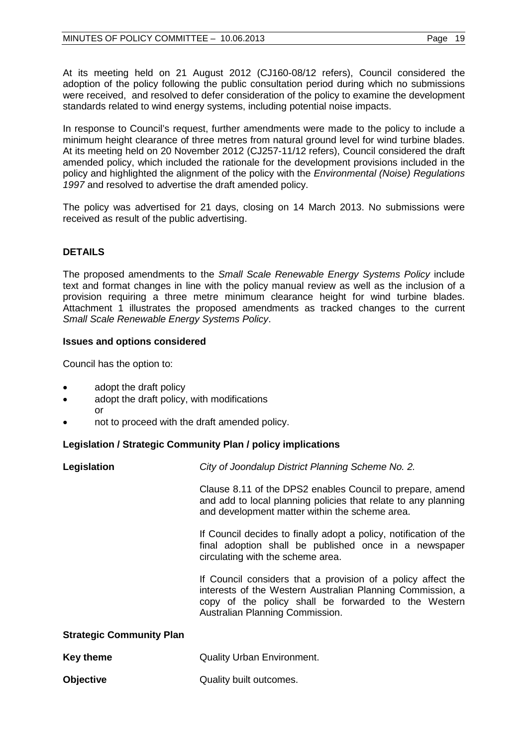At its meeting held on 21 August 2012 (CJ160-08/12 refers), Council considered the adoption of the policy following the public consultation period during which no submissions were received, and resolved to defer consideration of the policy to examine the development standards related to wind energy systems, including potential noise impacts.

In response to Council's request, further amendments were made to the policy to include a minimum height clearance of three metres from natural ground level for wind turbine blades. At its meeting held on 20 November 2012 (CJ257-11/12 refers), Council considered the draft amended policy, which included the rationale for the development provisions included in the policy and highlighted the alignment of the policy with the *Environmental (Noise) Regulations 1997* and resolved to advertise the draft amended policy.

The policy was advertised for 21 days, closing on 14 March 2013. No submissions were received as result of the public advertising.

## DETAILS

The proposed amendments to the *Small Scale Renewable Energy Systems Policy* include text and format changes in line with the policy manual review as well as the inclusion of a provision requiring a three metre minimum clearance height for wind turbine blades. Attachment 1 illustrates the proposed amendments as tracked changes to the current *Small Scale Renewable Energy Systems Policy*.

### Issues and options considered

Council has the option to:

- adopt the draft policy
- adopt the draft policy, with modifications
  or
- not to proceed with the draft amended policy.

### Legislation / Strategic Community Plan / policy implications

**Legislation** *City of Joondalup District Planning Scheme No. 2.*

Clause 8.11 of the DPS2 enables Council to prepare, amend and add to local planning policies that relate to any planning and development matter within the scheme area.

If Council decides to finally adopt a policy, notification of the final adoption shall be published once in a newspaper circulating with the scheme area.

If Council considers that a provision of a policy affect the interests of the Western Australian Planning Commission, a copy of the policy shall be forwarded to the Western Australian Planning Commission.

**Strategic Community Plan**

**Key theme** Quality Urban Environment.

**Objective** Quality built outcomes.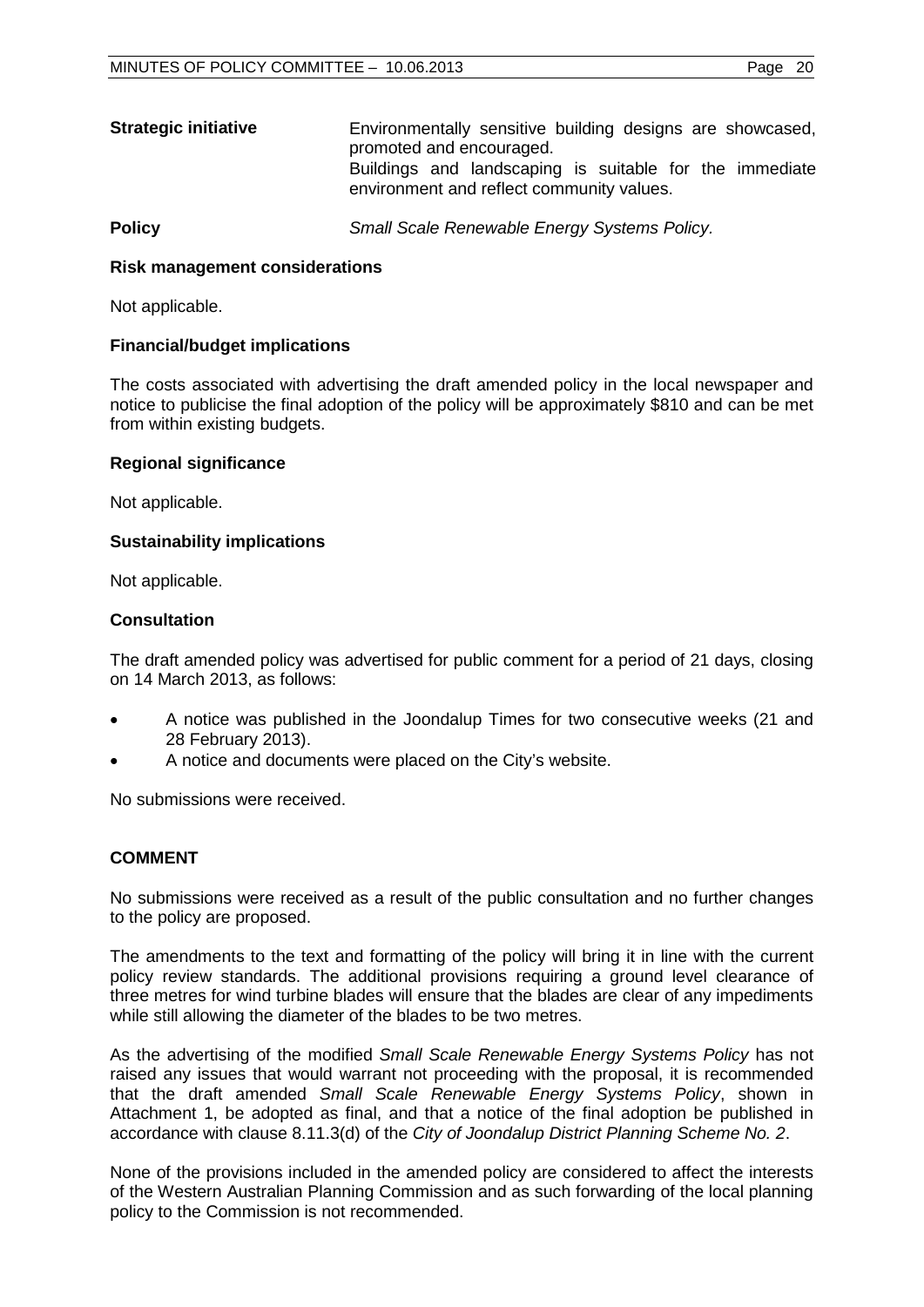| | |
|---|---|
| **Strategic initiative** | Environmentally sensitive building designs are showcased, promoted and encouraged. Buildings and landscaping is suitable for the immediate environment and reflect community values. |
| **Policy** | *Small Scale Renewable Energy Systems Policy.* |

### Risk management considerations

Not applicable.

### Financial/budget implications

The costs associated with advertising the draft amended policy in the local newspaper and notice to publicise the final adoption of the policy will be approximately $810 and can be met from within existing budgets.

### Regional significance

Not applicable.

### Sustainability implications

Not applicable.

### Consultation

The draft amended policy was advertised for public comment for a period of 21 days, closing on 14 March 2013, as follows:

- A notice was published in the Joondalup Times for two consecutive weeks (21 and 28 February 2013).
- A notice and documents were placed on the City's website.

No submissions were received.

## COMMENT

No submissions were received as a result of the public consultation and no further changes to the policy are proposed.

The amendments to the text and formatting of the policy will bring it in line with the current policy review standards. The additional provisions requiring a ground level clearance of three metres for wind turbine blades will ensure that the blades are clear of any impediments while still allowing the diameter of the blades to be two metres.

As the advertising of the modified *Small Scale Renewable Energy Systems Policy* has not raised any issues that would warrant not proceeding with the proposal, it is recommended that the draft amended *Small Scale Renewable Energy Systems Policy*, shown in Attachment 1, be adopted as final, and that a notice of the final adoption be published in accordance with clause 8.11.3(d) of the *City of Joondalup District Planning Scheme No. 2*.

None of the provisions included in the amended policy are considered to affect the interests of the Western Australian Planning Commission and as such forwarding of the local planning policy to the Commission is not recommended.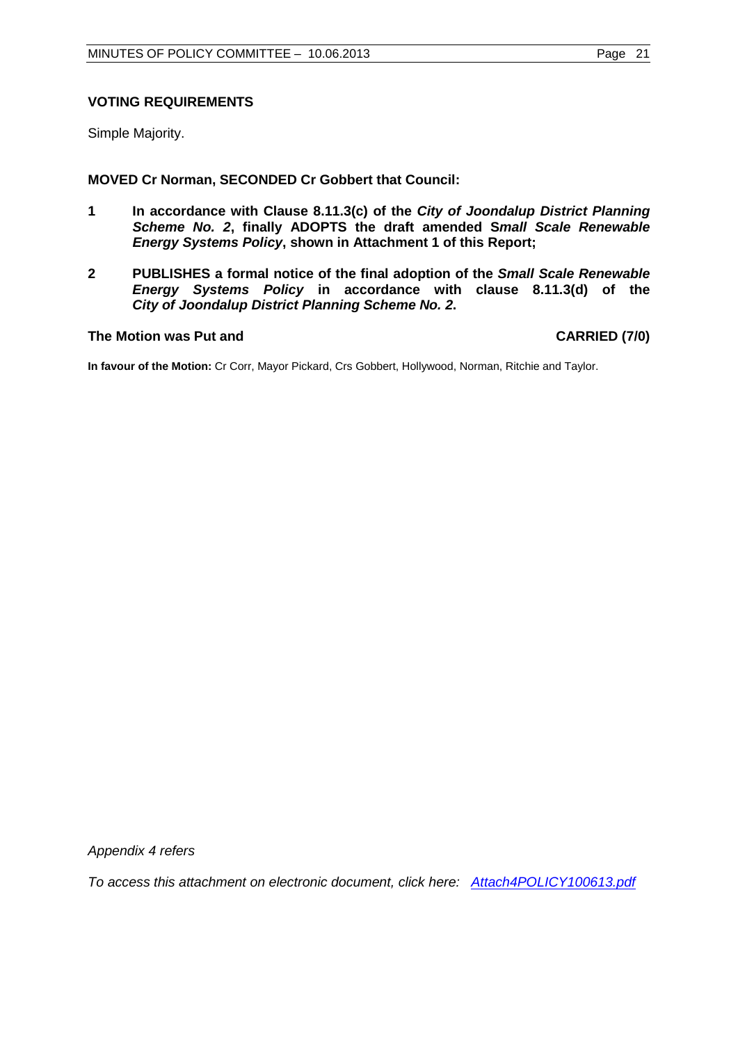**VOTING REQUIREMENTS**

Simple Majority.

**MOVED Cr Norman, SECONDED Cr Gobbert that Council:**

**1 In accordance with Clause 8.11.3(c) of the *City of Joondalup District Planning Scheme No. 2*, finally ADOPTS the draft amended S*mall Scale Renewable Energy Systems Policy*, shown in Attachment 1 of this Report;**

**2 PUBLISHES a formal notice of the final adoption of the *Small Scale Renewable Energy Systems Policy* in accordance with clause 8.11.3(d) of the *City of Joondalup District Planning Scheme No. 2*.**

**The Motion was Put and CARRIED (7/0)**

**In favour of the Motion:** Cr Corr, Mayor Pickard, Crs Gobbert, Hollywood, Norman, Ritchie and Taylor.

*Appendix 4 refers*

*To access this attachment on electronic document, click here: Attach4POLICY100613.pdf*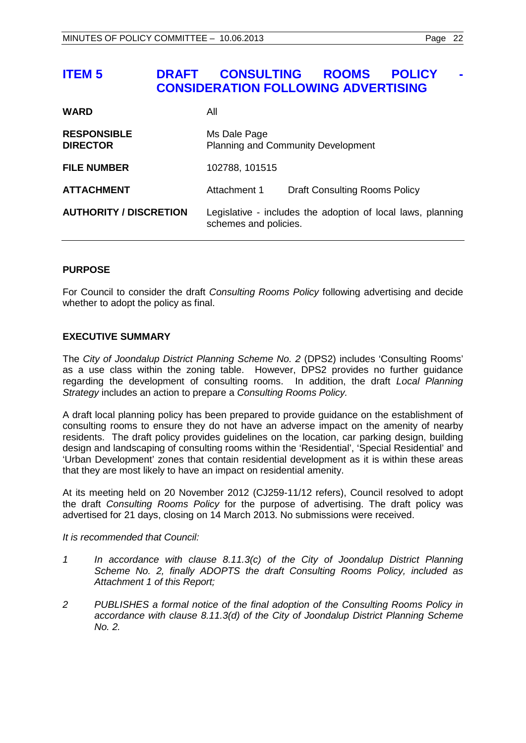# ITEM 5 DRAFT CONSULTING ROOMS POLICY - CONSIDERATION FOLLOWING ADVERTISING

| | | |
|---|---|---|
| **WARD** | All | |
| **RESPONSIBLE DIRECTOR** | Ms Dale Page<br>Planning and Community Development | |
| **FILE NUMBER** | 102788, 101515 | |
| **ATTACHMENT** | Attachment 1 | Draft Consulting Rooms Policy |
| **AUTHORITY / DISCRETION** | Legislative - includes the adoption of local laws, planning schemes and policies. | |

## PURPOSE

For Council to consider the draft *Consulting Rooms Policy* following advertising and decide whether to adopt the policy as final.

## EXECUTIVE SUMMARY

The *City of Joondalup District Planning Scheme No. 2* (DPS2) includes 'Consulting Rooms' as a use class within the zoning table. However, DPS2 provides no further guidance regarding the development of consulting rooms. In addition, the draft *Local Planning Strategy* includes an action to prepare a *Consulting Rooms Policy.*

A draft local planning policy has been prepared to provide guidance on the establishment of consulting rooms to ensure they do not have an adverse impact on the amenity of nearby residents. The draft policy provides guidelines on the location, car parking design, building design and landscaping of consulting rooms within the 'Residential', 'Special Residential' and 'Urban Development' zones that contain residential development as it is within these areas that they are most likely to have an impact on residential amenity.

At its meeting held on 20 November 2012 (CJ259-11/12 refers), Council resolved to adopt the draft *Consulting Rooms Policy* for the purpose of advertising. The draft policy was advertised for 21 days, closing on 14 March 2013. No submissions were received.

*It is recommended that Council:*

1. *In accordance with clause 8.11.3(c) of the City of Joondalup District Planning Scheme No. 2, finally ADOPTS the draft Consulting Rooms Policy, included as Attachment 1 of this Report;*

2. *PUBLISHES a formal notice of the final adoption of the Consulting Rooms Policy in accordance with clause 8.11.3(d) of the City of Joondalup District Planning Scheme No. 2.*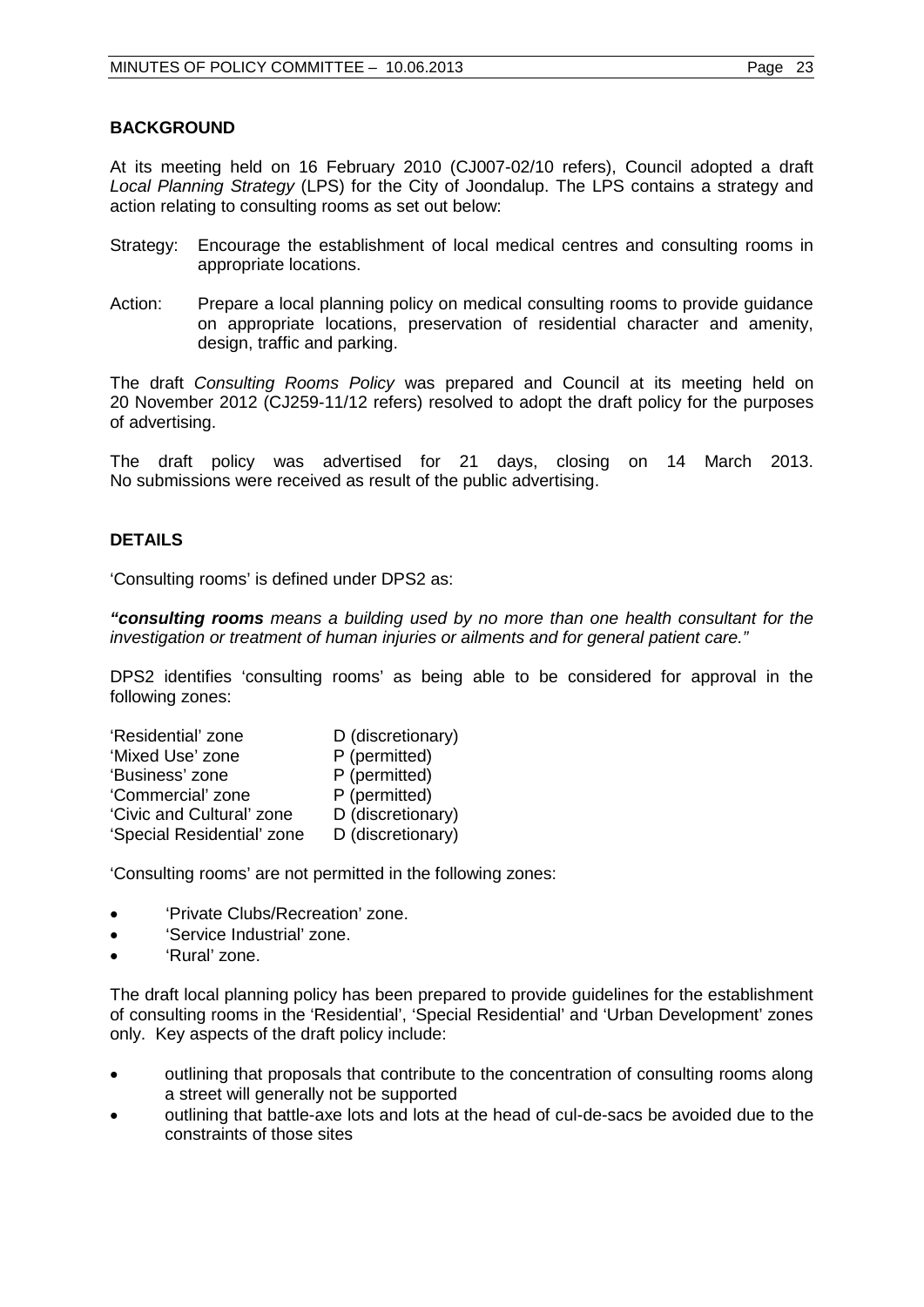## BACKGROUND

At its meeting held on 16 February 2010 (CJ007-02/10 refers), Council adopted a draft *Local Planning Strategy* (LPS) for the City of Joondalup. The LPS contains a strategy and action relating to consulting rooms as set out below:

Strategy: Encourage the establishment of local medical centres and consulting rooms in appropriate locations.

Action: Prepare a local planning policy on medical consulting rooms to provide guidance on appropriate locations, preservation of residential character and amenity, design, traffic and parking.

The draft *Consulting Rooms Policy* was prepared and Council at its meeting held on 20 November 2012 (CJ259-11/12 refers) resolved to adopt the draft policy for the purposes of advertising.

The draft policy was advertised for 21 days, closing on 14 March 2013. No submissions were received as result of the public advertising.

## DETAILS

'Consulting rooms' is defined under DPS2 as:

***"consulting rooms** means a building used by no more than one health consultant for the investigation or treatment of human injuries or ailments and for general patient care."*

DPS2 identifies 'consulting rooms' as being able to be considered for approval in the following zones:

| | |
|---|---|
| 'Residential' zone | D (discretionary) |
| 'Mixed Use' zone | P (permitted) |
| 'Business' zone | P (permitted) |
| 'Commercial' zone | P (permitted) |
| 'Civic and Cultural' zone | D (discretionary) |
| 'Special Residential' zone | D (discretionary) |

'Consulting rooms' are not permitted in the following zones:

- 'Private Clubs/Recreation' zone.
- 'Service Industrial' zone.
- 'Rural' zone.

The draft local planning policy has been prepared to provide guidelines for the establishment of consulting rooms in the 'Residential', 'Special Residential' and 'Urban Development' zones only. Key aspects of the draft policy include:

- outlining that proposals that contribute to the concentration of consulting rooms along a street will generally not be supported
- outlining that battle-axe lots and lots at the head of cul-de-sacs be avoided due to the constraints of those sites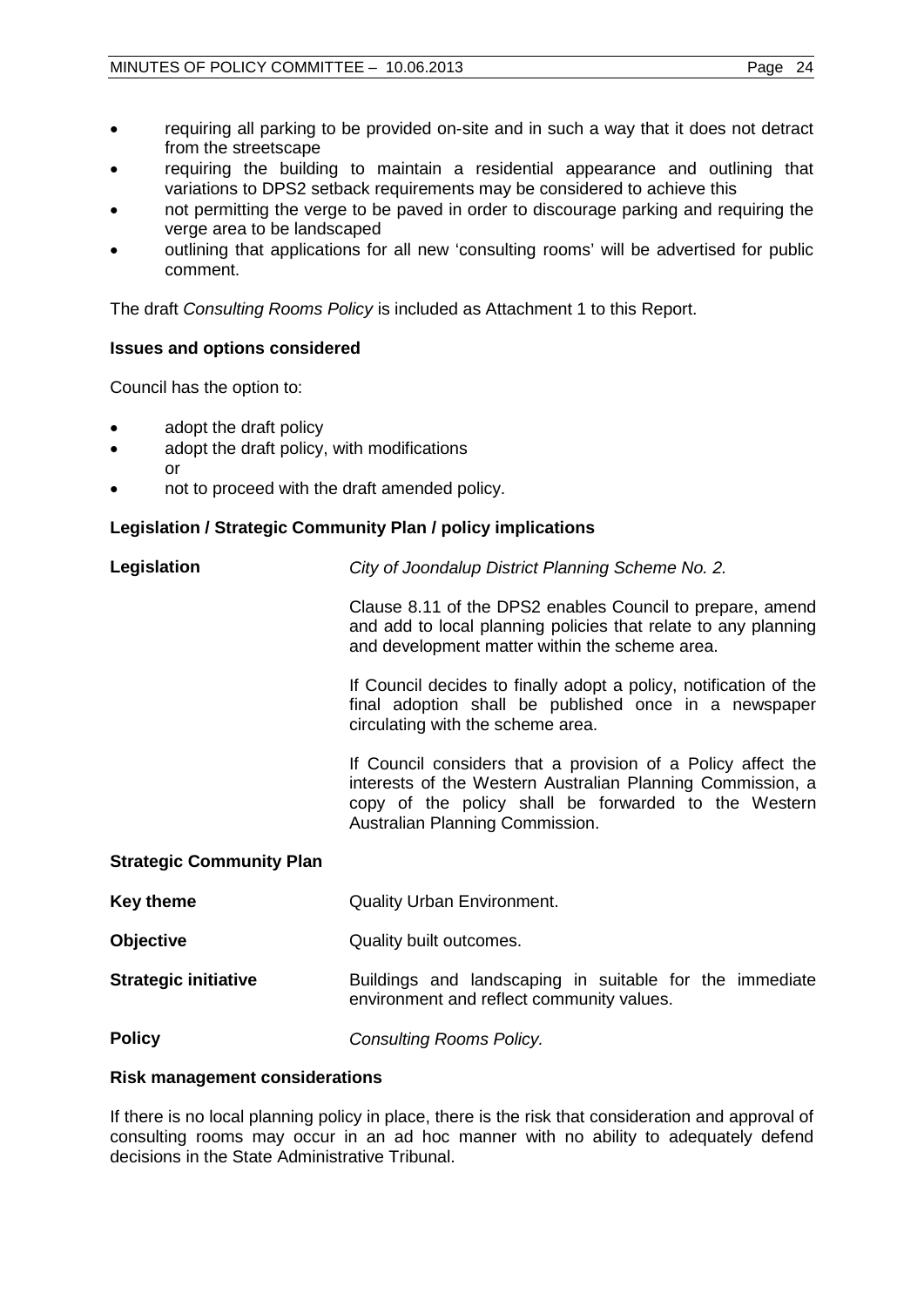- requiring all parking to be provided on-site and in such a way that it does not detract from the streetscape
- requiring the building to maintain a residential appearance and outlining that variations to DPS2 setback requirements may be considered to achieve this
- not permitting the verge to be paved in order to discourage parking and requiring the verge area to be landscaped
- outlining that applications for all new 'consulting rooms' will be advertised for public comment.

The draft *Consulting Rooms Policy* is included as Attachment 1 to this Report.

**Issues and options considered**

Council has the option to:

- adopt the draft policy
- adopt the draft policy, with modifications
  or
- not to proceed with the draft amended policy.

**Legislation / Strategic Community Plan / policy implications**

**Legislation** *City of Joondalup District Planning Scheme No. 2.*

Clause 8.11 of the DPS2 enables Council to prepare, amend and add to local planning policies that relate to any planning and development matter within the scheme area.

If Council decides to finally adopt a policy, notification of the final adoption shall be published once in a newspaper circulating with the scheme area.

If Council considers that a provision of a Policy affect the interests of the Western Australian Planning Commission, a copy of the policy shall be forwarded to the Western Australian Planning Commission.

**Strategic Community Plan**

**Key theme** Quality Urban Environment.

**Objective** Quality built outcomes.

**Strategic initiative** Buildings and landscaping in suitable for the immediate environment and reflect community values.

**Policy** *Consulting Rooms Policy.*

**Risk management considerations**

If there is no local planning policy in place, there is the risk that consideration and approval of consulting rooms may occur in an ad hoc manner with no ability to adequately defend decisions in the State Administrative Tribunal.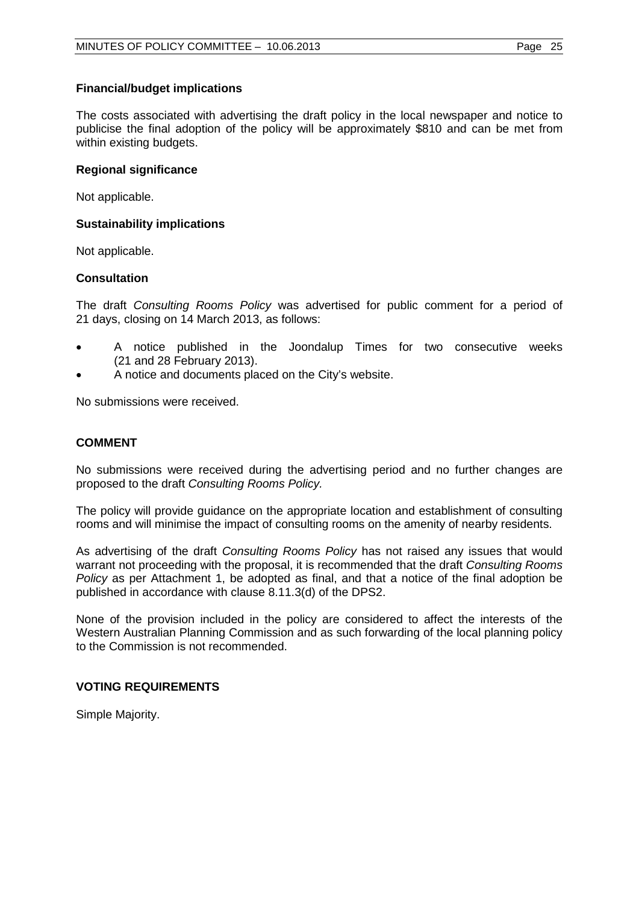### Financial/budget implications

The costs associated with advertising the draft policy in the local newspaper and notice to publicise the final adoption of the policy will be approximately $810 and can be met from within existing budgets.

### Regional significance

Not applicable.

### Sustainability implications

Not applicable.

### Consultation

The draft *Consulting Rooms Policy* was advertised for public comment for a period of 21 days, closing on 14 March 2013, as follows:

- A notice published in the Joondalup Times for two consecutive weeks (21 and 28 February 2013).
- A notice and documents placed on the City's website.

No submissions were received.

## COMMENT

No submissions were received during the advertising period and no further changes are proposed to the draft *Consulting Rooms Policy.*

The policy will provide guidance on the appropriate location and establishment of consulting rooms and will minimise the impact of consulting rooms on the amenity of nearby residents.

As advertising of the draft *Consulting Rooms Policy* has not raised any issues that would warrant not proceeding with the proposal, it is recommended that the draft *Consulting Rooms Policy* as per Attachment 1, be adopted as final, and that a notice of the final adoption be published in accordance with clause 8.11.3(d) of the DPS2.

None of the provision included in the policy are considered to affect the interests of the Western Australian Planning Commission and as such forwarding of the local planning policy to the Commission is not recommended.

## VOTING REQUIREMENTS

Simple Majority.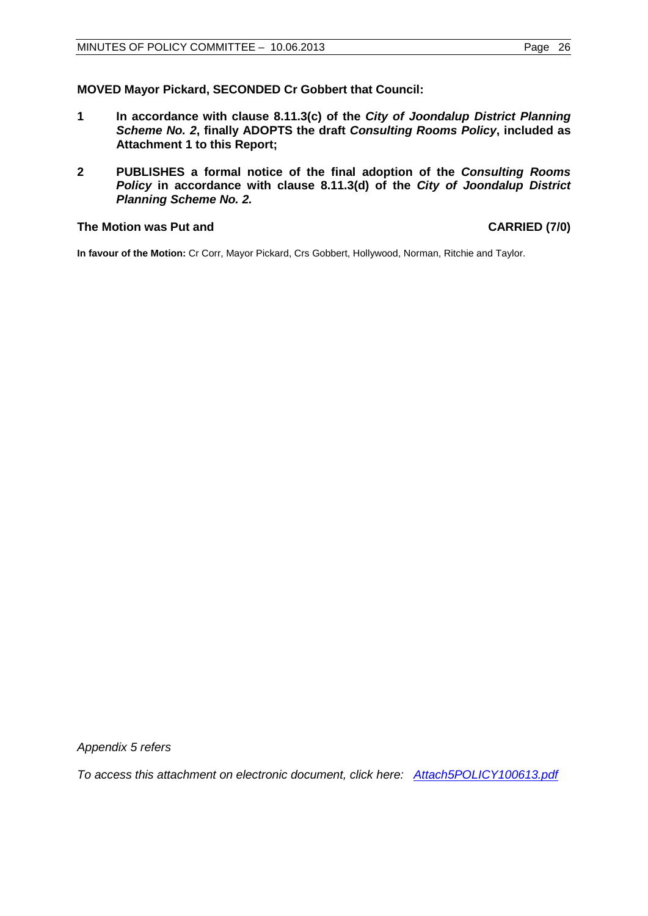**MOVED Mayor Pickard, SECONDED Cr Gobbert that Council:**

**1 In accordance with clause 8.11.3(c) of the *City of Joondalup District Planning Scheme No. 2*, finally ADOPTS the draft *Consulting Rooms Policy*, included as Attachment 1 to this Report;**

**2 PUBLISHES a formal notice of the final adoption of the *Consulting Rooms Policy* in accordance with clause 8.11.3(d) of the *City of Joondalup District Planning Scheme No. 2.***

**The Motion was Put and CARRIED (7/0)**

**In favour of the Motion:** Cr Corr, Mayor Pickard, Crs Gobbert, Hollywood, Norman, Ritchie and Taylor.

*Appendix 5 refers*

*To access this attachment on electronic document, click here: Attach5POLICY100613.pdf*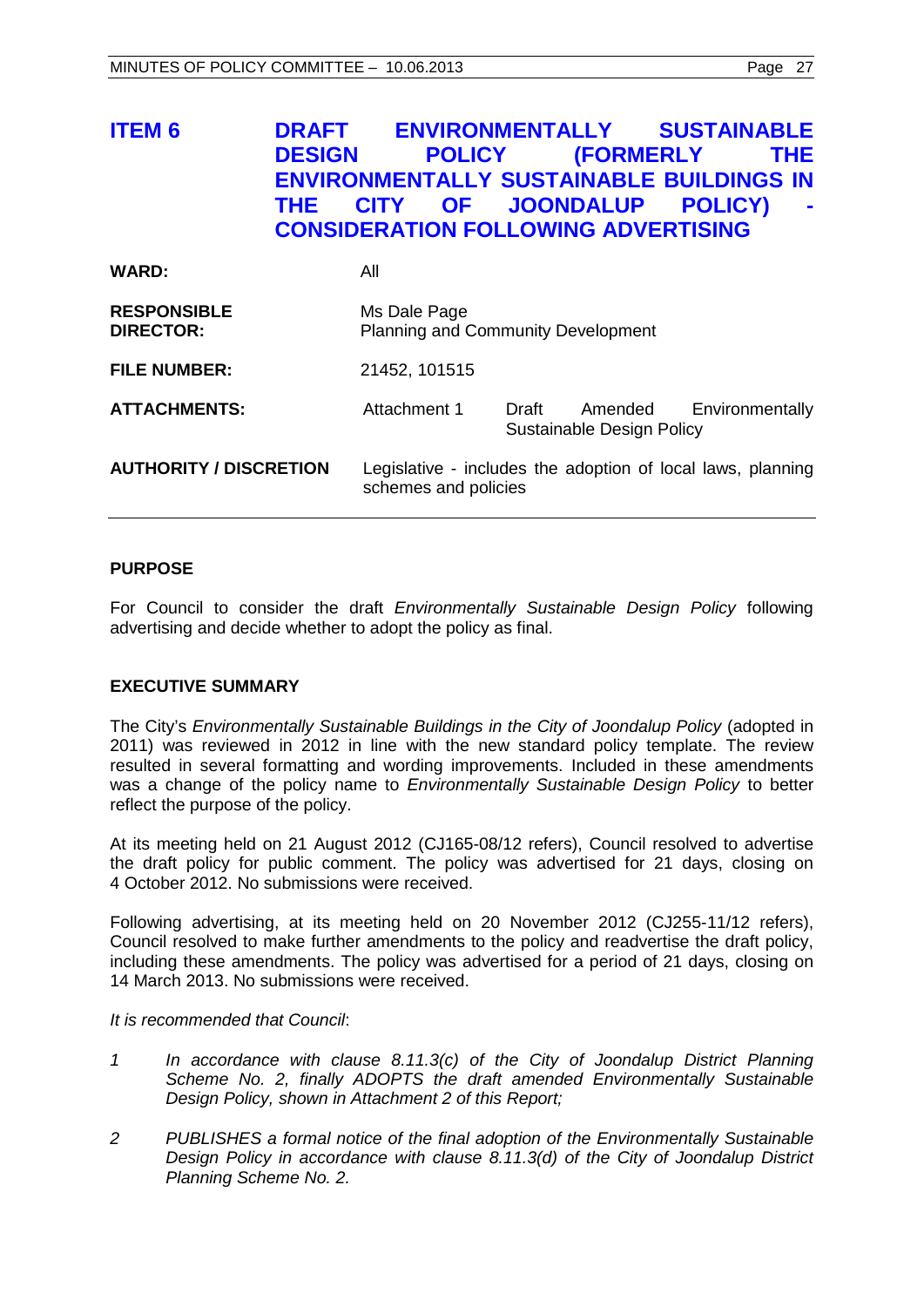# ITEM 6 DRAFT ENVIRONMENTALLY SUSTAINABLE DESIGN POLICY (FORMERLY THE ENVIRONMENTALLY SUSTAINABLE BUILDINGS IN THE CITY OF JOONDALUP POLICY) - CONSIDERATION FOLLOWING ADVERTISING

| | |
|---|---|
| **WARD:** | All |
| **RESPONSIBLE DIRECTOR:** | Ms Dale Page<br>Planning and Community Development |
| **FILE NUMBER:** | 21452, 101515 |
| **ATTACHMENTS:** | Attachment 1 Draft Amended Environmentally Sustainable Design Policy |
| **AUTHORITY / DISCRETION** | Legislative - includes the adoption of local laws, planning schemes and policies |

## PURPOSE

For Council to consider the draft *Environmentally Sustainable Design Policy* following advertising and decide whether to adopt the policy as final.

## EXECUTIVE SUMMARY

The City's *Environmentally Sustainable Buildings in the City of Joondalup Policy* (adopted in 2011) was reviewed in 2012 in line with the new standard policy template. The review resulted in several formatting and wording improvements. Included in these amendments was a change of the policy name to *Environmentally Sustainable Design Policy* to better reflect the purpose of the policy.

At its meeting held on 21 August 2012 (CJ165-08/12 refers), Council resolved to advertise the draft policy for public comment. The policy was advertised for 21 days, closing on 4 October 2012. No submissions were received.

Following advertising, at its meeting held on 20 November 2012 (CJ255-11/12 refers), Council resolved to make further amendments to the policy and readvertise the draft policy, including these amendments. The policy was advertised for a period of 21 days, closing on 14 March 2013. No submissions were received.

*It is recommended that Council*:

*1 In accordance with clause 8.11.3(c) of the City of Joondalup District Planning Scheme No. 2, finally ADOPTS the draft amended Environmentally Sustainable Design Policy, shown in Attachment 2 of this Report;*

*2 PUBLISHES a formal notice of the final adoption of the Environmentally Sustainable Design Policy in accordance with clause 8.11.3(d) of the City of Joondalup District Planning Scheme No. 2.*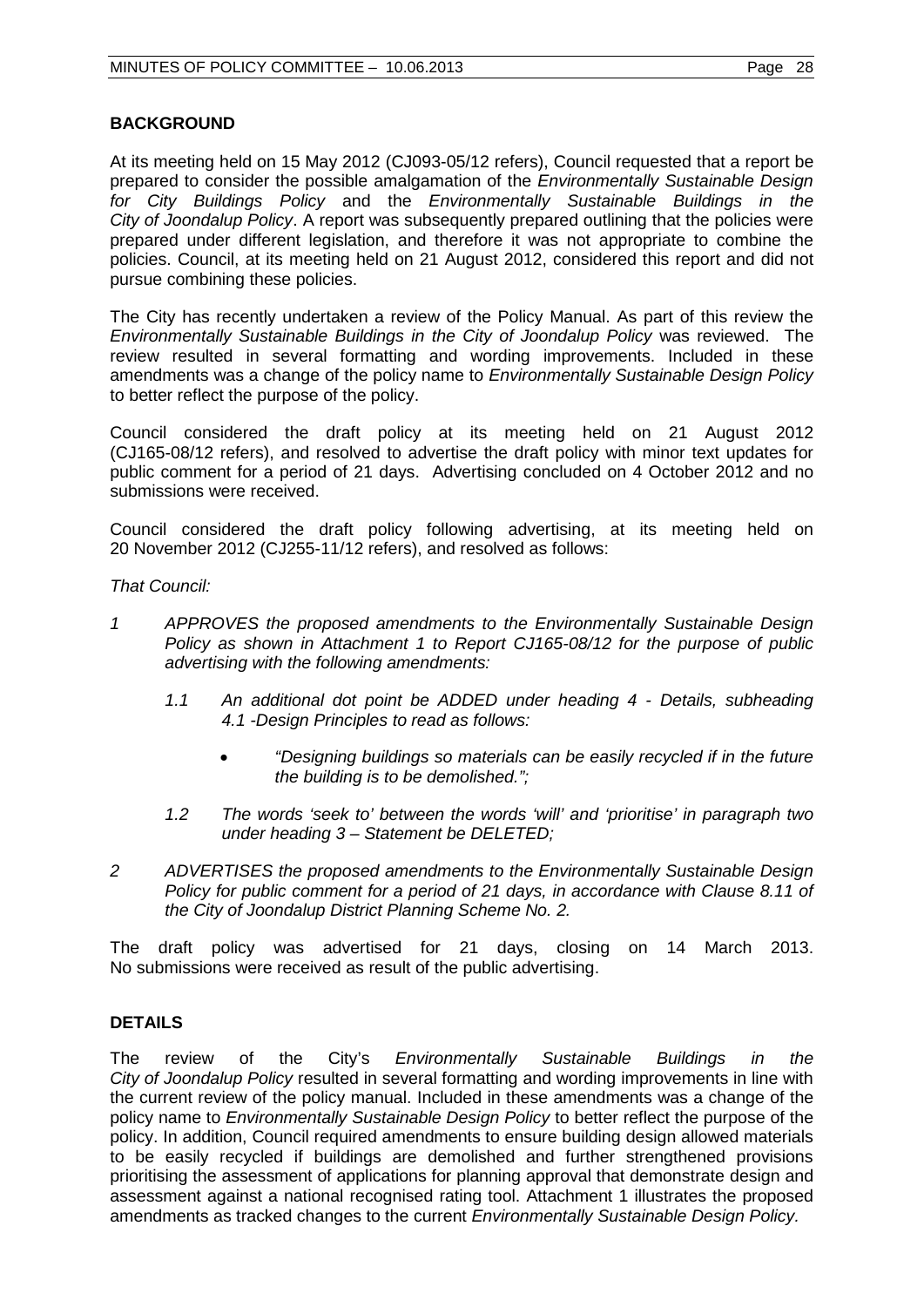## BACKGROUND

At its meeting held on 15 May 2012 (CJ093-05/12 refers), Council requested that a report be prepared to consider the possible amalgamation of the *Environmentally Sustainable Design for City Buildings Policy* and the *Environmentally Sustainable Buildings in the City of Joondalup Policy*. A report was subsequently prepared outlining that the policies were prepared under different legislation, and therefore it was not appropriate to combine the policies. Council, at its meeting held on 21 August 2012, considered this report and did not pursue combining these policies.

The City has recently undertaken a review of the Policy Manual. As part of this review the *Environmentally Sustainable Buildings in the City of Joondalup Policy* was reviewed. The review resulted in several formatting and wording improvements. Included in these amendments was a change of the policy name to *Environmentally Sustainable Design Policy* to better reflect the purpose of the policy.

Council considered the draft policy at its meeting held on 21 August 2012 (CJ165-08/12 refers), and resolved to advertise the draft policy with minor text updates for public comment for a period of 21 days. Advertising concluded on 4 October 2012 and no submissions were received.

Council considered the draft policy following advertising, at its meeting held on 20 November 2012 (CJ255-11/12 refers), and resolved as follows:

*That Council:*

*1 APPROVES the proposed amendments to the Environmentally Sustainable Design Policy as shown in Attachment 1 to Report CJ165-08/12 for the purpose of public advertising with the following amendments:*

*1.1 An additional dot point be ADDED under heading 4 - Details, subheading 4.1 -Design Principles to read as follows:*

- *"Designing buildings so materials can be easily recycled if in the future the building is to be demolished.";*

*1.2 The words 'seek to' between the words 'will' and 'prioritise' in paragraph two under heading 3 – Statement be DELETED;*

*2 ADVERTISES the proposed amendments to the Environmentally Sustainable Design Policy for public comment for a period of 21 days, in accordance with Clause 8.11 of the City of Joondalup District Planning Scheme No. 2.*

The draft policy was advertised for 21 days, closing on 14 March 2013. No submissions were received as result of the public advertising.

## DETAILS

The review of the City's *Environmentally Sustainable Buildings in the City of Joondalup Policy* resulted in several formatting and wording improvements in line with the current review of the policy manual. Included in these amendments was a change of the policy name to *Environmentally Sustainable Design Policy* to better reflect the purpose of the policy. In addition, Council required amendments to ensure building design allowed materials to be easily recycled if buildings are demolished and further strengthened provisions prioritising the assessment of applications for planning approval that demonstrate design and assessment against a national recognised rating tool. Attachment 1 illustrates the proposed amendments as tracked changes to the current *Environmentally Sustainable Design Policy.*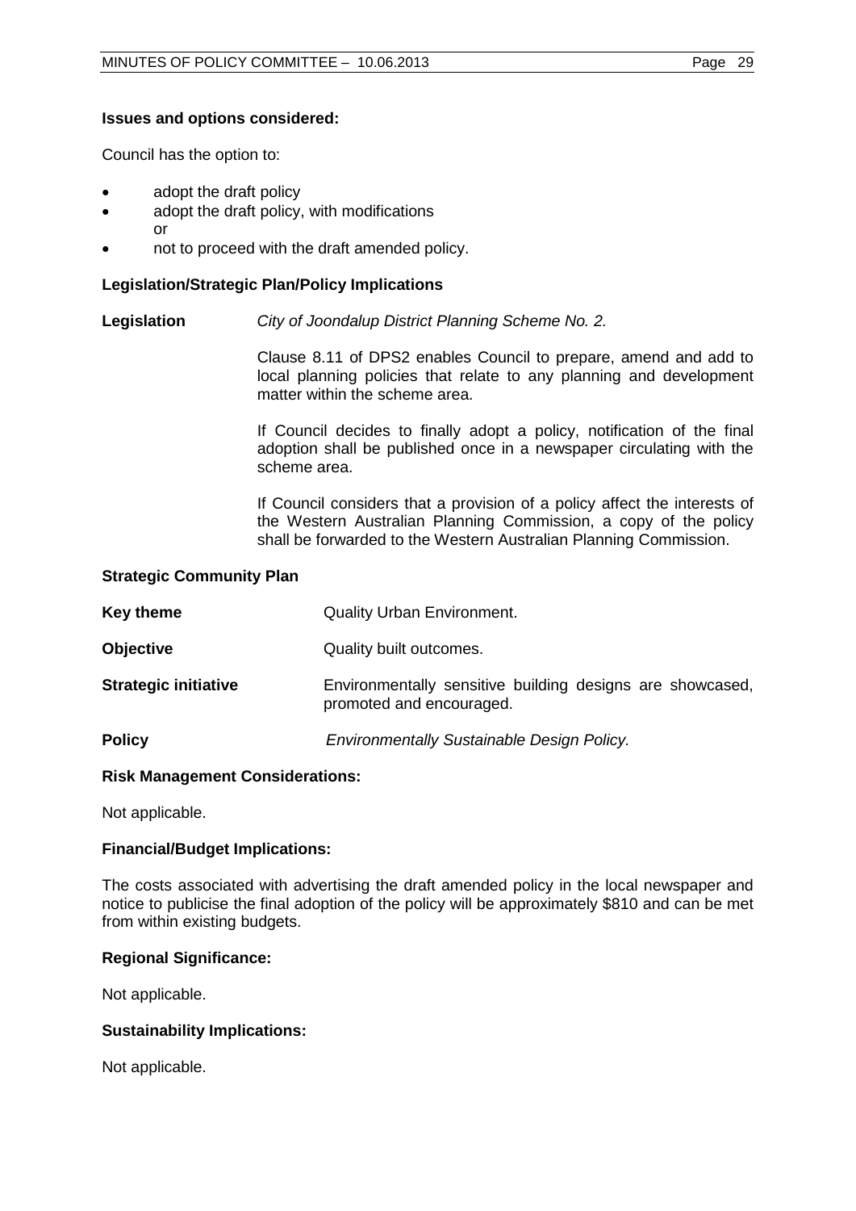**Issues and options considered:**

Council has the option to:

- adopt the draft policy
- adopt the draft policy, with modifications
  or
- not to proceed with the draft amended policy.

**Legislation/Strategic Plan/Policy Implications**

**Legislation** *City of Joondalup District Planning Scheme No. 2.*

Clause 8.11 of DPS2 enables Council to prepare, amend and add to local planning policies that relate to any planning and development matter within the scheme area.

If Council decides to finally adopt a policy, notification of the final adoption shall be published once in a newspaper circulating with the scheme area.

If Council considers that a provision of a policy affect the interests of the Western Australian Planning Commission, a copy of the policy shall be forwarded to the Western Australian Planning Commission.

**Strategic Community Plan**

| | |
|---|---|
| **Key theme** | Quality Urban Environment. |
| **Objective** | Quality built outcomes. |
| **Strategic initiative** | Environmentally sensitive building designs are showcased, promoted and encouraged. |
| **Policy** | *Environmentally Sustainable Design Policy.* |

**Risk Management Considerations:**

Not applicable.

**Financial/Budget Implications:**

The costs associated with advertising the draft amended policy in the local newspaper and notice to publicise the final adoption of the policy will be approximately $810 and can be met from within existing budgets.

**Regional Significance:**

Not applicable.

**Sustainability Implications:**

Not applicable.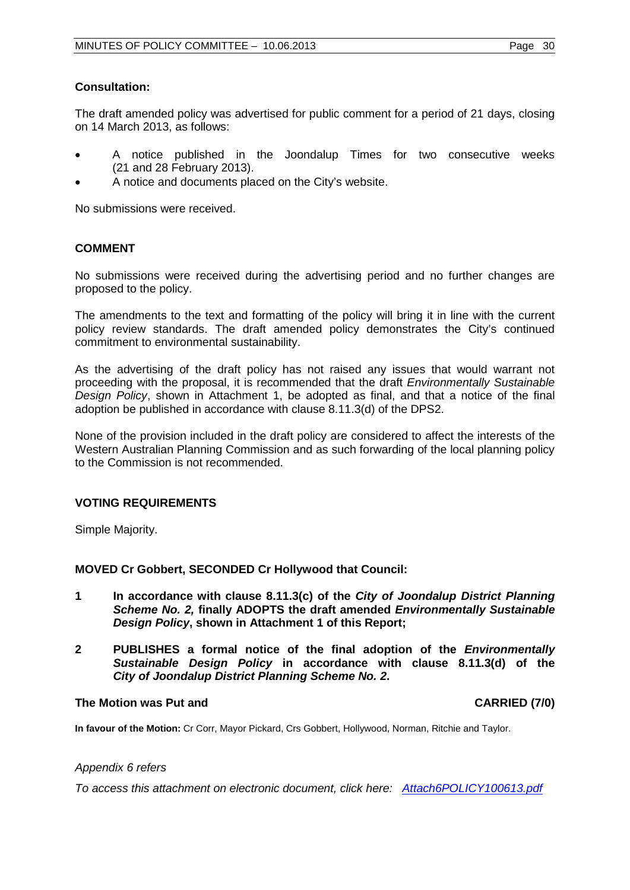**Consultation:**

The draft amended policy was advertised for public comment for a period of 21 days, closing on 14 March 2013, as follows:

- A notice published in the Joondalup Times for two consecutive weeks (21 and 28 February 2013).
- A notice and documents placed on the City's website.

No submissions were received.

## COMMENT

No submissions were received during the advertising period and no further changes are proposed to the policy.

The amendments to the text and formatting of the policy will bring it in line with the current policy review standards. The draft amended policy demonstrates the City's continued commitment to environmental sustainability.

As the advertising of the draft policy has not raised any issues that would warrant not proceeding with the proposal, it is recommended that the draft *Environmentally Sustainable Design Policy*, shown in Attachment 1, be adopted as final, and that a notice of the final adoption be published in accordance with clause 8.11.3(d) of the DPS2.

None of the provision included in the draft policy are considered to affect the interests of the Western Australian Planning Commission and as such forwarding of the local planning policy to the Commission is not recommended.

## VOTING REQUIREMENTS

Simple Majority.

**MOVED Cr Gobbert, SECONDED Cr Hollywood that Council:**

**1 In accordance with clause 8.11.3(c) of the *City of Joondalup District Planning Scheme No. 2,* finally ADOPTS the draft amended *Environmentally Sustainable Design Policy*, shown in Attachment 1 of this Report;**

**2 PUBLISHES a formal notice of the final adoption of the *Environmentally Sustainable Design Policy* in accordance with clause 8.11.3(d) of the *City of Joondalup District Planning Scheme No. 2*.**

**The Motion was Put and CARRIED (7/0)**

**In favour of the Motion:** Cr Corr, Mayor Pickard, Crs Gobbert, Hollywood, Norman, Ritchie and Taylor.

*Appendix 6 refers*

*To access this attachment on electronic document, click here: Attach6POLICY100613.pdf*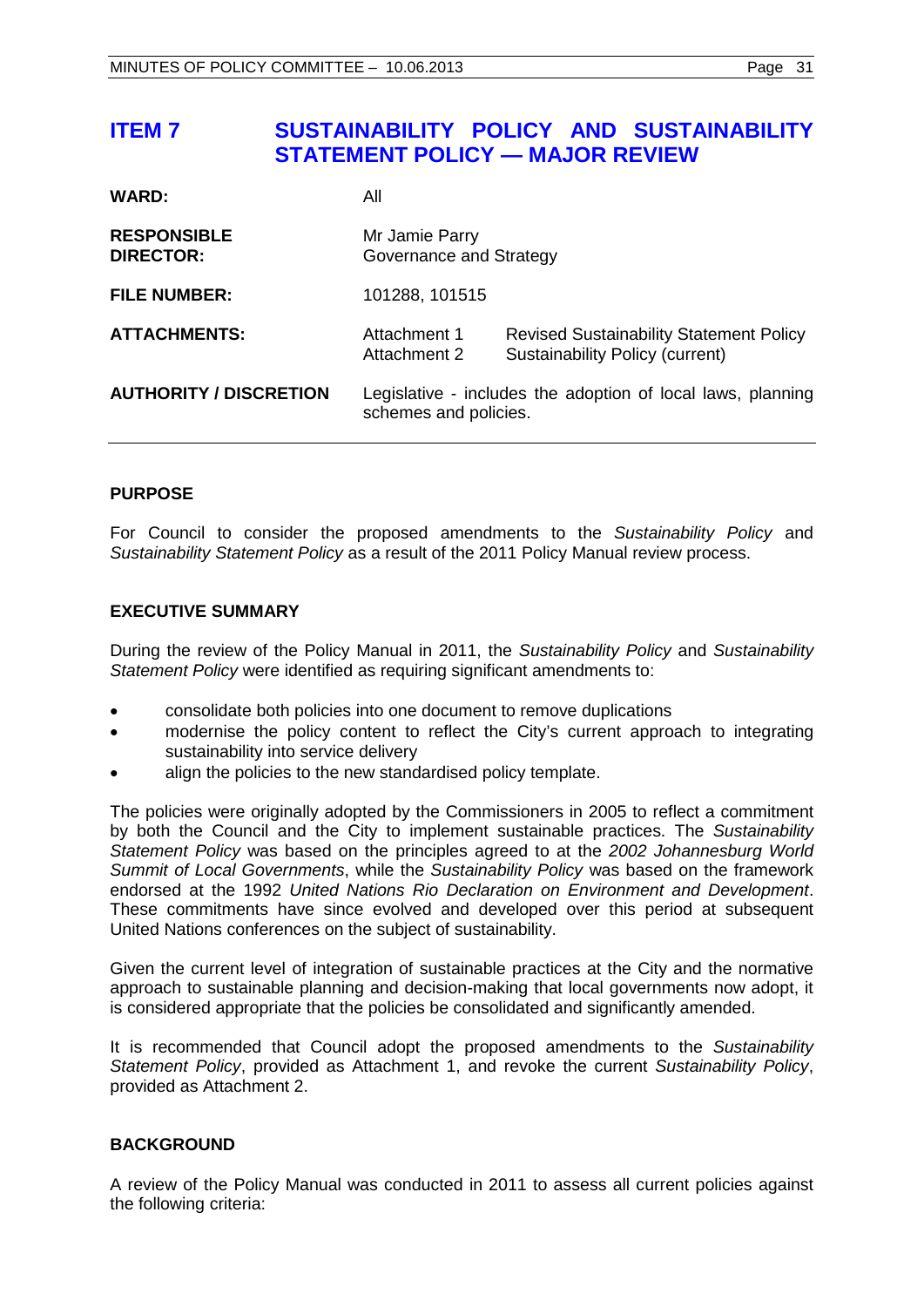# ITEM 7 SUSTAINABILITY POLICY AND SUSTAINABILITY STATEMENT POLICY — MAJOR REVIEW

| | | |
|---|---|---|
| **WARD:** | All | |
| **RESPONSIBLE DIRECTOR:** | Mr Jamie Parry<br>Governance and Strategy | |
| **FILE NUMBER:** | 101288, 101515 | |
| **ATTACHMENTS:** | Attachment 1<br>Attachment 2 | Revised Sustainability Statement Policy<br>Sustainability Policy (current) |
| **AUTHORITY / DISCRETION** | Legislative - includes the adoption of local laws, planning schemes and policies. | |

## PURPOSE

For Council to consider the proposed amendments to the *Sustainability Policy* and *Sustainability Statement Policy* as a result of the 2011 Policy Manual review process.

## EXECUTIVE SUMMARY

During the review of the Policy Manual in 2011, the *Sustainability Policy* and *Sustainability Statement Policy* were identified as requiring significant amendments to:

- consolidate both policies into one document to remove duplications
- modernise the policy content to reflect the City's current approach to integrating sustainability into service delivery
- align the policies to the new standardised policy template.

The policies were originally adopted by the Commissioners in 2005 to reflect a commitment by both the Council and the City to implement sustainable practices. The *Sustainability Statement Policy* was based on the principles agreed to at the *2002 Johannesburg World Summit of Local Governments*, while the *Sustainability Policy* was based on the framework endorsed at the 1992 *United Nations Rio Declaration on Environment and Development*. These commitments have since evolved and developed over this period at subsequent United Nations conferences on the subject of sustainability.

Given the current level of integration of sustainable practices at the City and the normative approach to sustainable planning and decision-making that local governments now adopt, it is considered appropriate that the policies be consolidated and significantly amended.

It is recommended that Council adopt the proposed amendments to the *Sustainability Statement Policy*, provided as Attachment 1, and revoke the current *Sustainability Policy*, provided as Attachment 2.

## BACKGROUND

A review of the Policy Manual was conducted in 2011 to assess all current policies against the following criteria: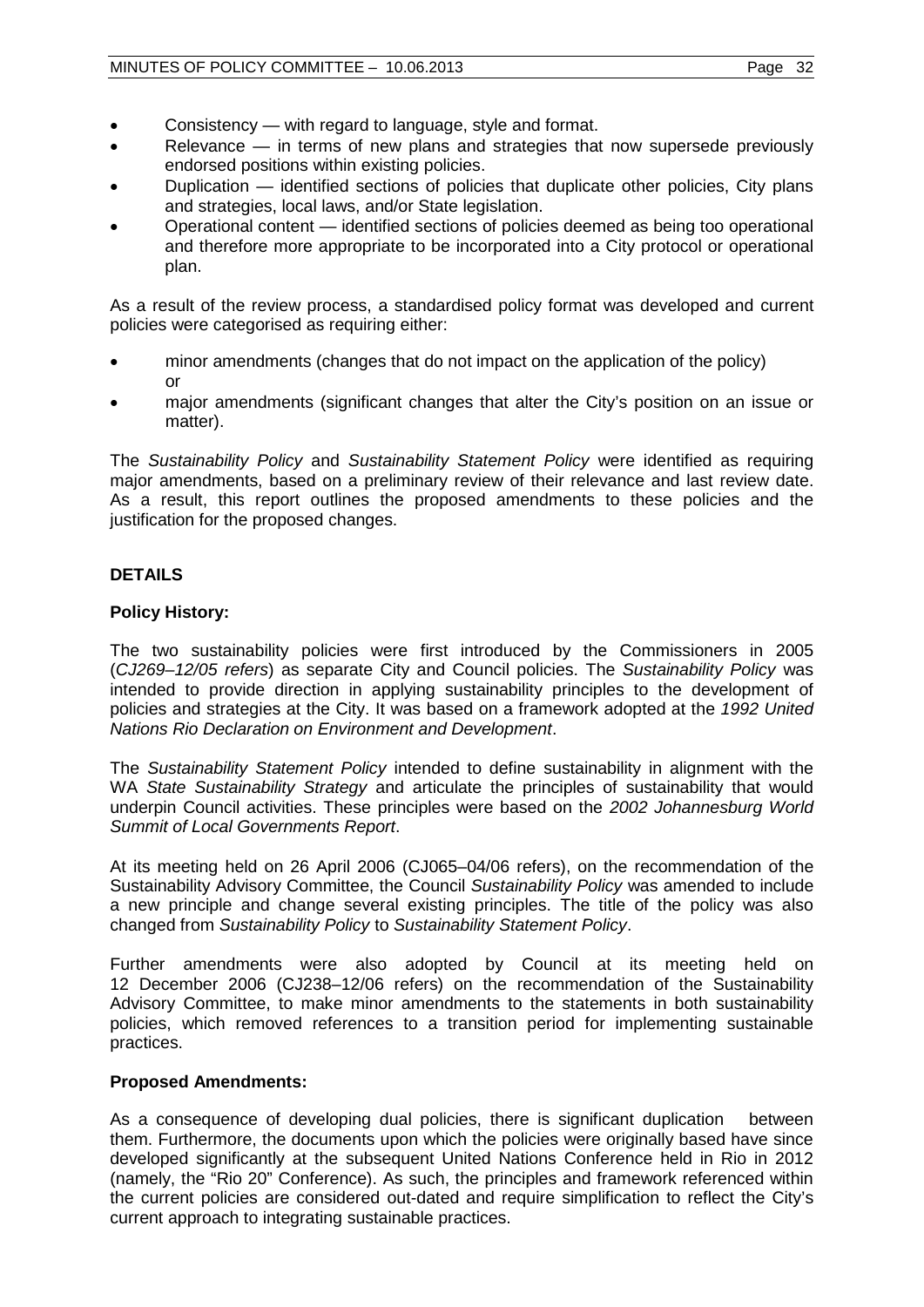- Consistency — with regard to language, style and format.
- Relevance — in terms of new plans and strategies that now supersede previously endorsed positions within existing policies.
- Duplication — identified sections of policies that duplicate other policies, City plans and strategies, local laws, and/or State legislation.
- Operational content — identified sections of policies deemed as being too operational and therefore more appropriate to be incorporated into a City protocol or operational plan.

As a result of the review process, a standardised policy format was developed and current policies were categorised as requiring either:

- minor amendments (changes that do not impact on the application of the policy) or
- major amendments (significant changes that alter the City's position on an issue or matter).

The *Sustainability Policy* and *Sustainability Statement Policy* were identified as requiring major amendments, based on a preliminary review of their relevance and last review date. As a result, this report outlines the proposed amendments to these policies and the justification for the proposed changes.

## DETAILS

### Policy History:

The two sustainability policies were first introduced by the Commissioners in 2005 (*CJ269–12/05 refers*) as separate City and Council policies. The *Sustainability Policy* was intended to provide direction in applying sustainability principles to the development of policies and strategies at the City. It was based on a framework adopted at the *1992 United Nations Rio Declaration on Environment and Development*.

The *Sustainability Statement Policy* intended to define sustainability in alignment with the WA *State Sustainability Strategy* and articulate the principles of sustainability that would underpin Council activities. These principles were based on the *2002 Johannesburg World Summit of Local Governments Report*.

At its meeting held on 26 April 2006 (CJ065–04/06 refers), on the recommendation of the Sustainability Advisory Committee, the Council *Sustainability Policy* was amended to include a new principle and change several existing principles. The title of the policy was also changed from *Sustainability Policy* to *Sustainability Statement Policy*.

Further amendments were also adopted by Council at its meeting held on 12 December 2006 (CJ238–12/06 refers) on the recommendation of the Sustainability Advisory Committee, to make minor amendments to the statements in both sustainability policies, which removed references to a transition period for implementing sustainable practices.

### Proposed Amendments:

As a consequence of developing dual policies, there is significant duplication between them. Furthermore, the documents upon which the policies were originally based have since developed significantly at the subsequent United Nations Conference held in Rio in 2012 (namely, the "Rio 20" Conference). As such, the principles and framework referenced within the current policies are considered out-dated and require simplification to reflect the City's current approach to integrating sustainable practices.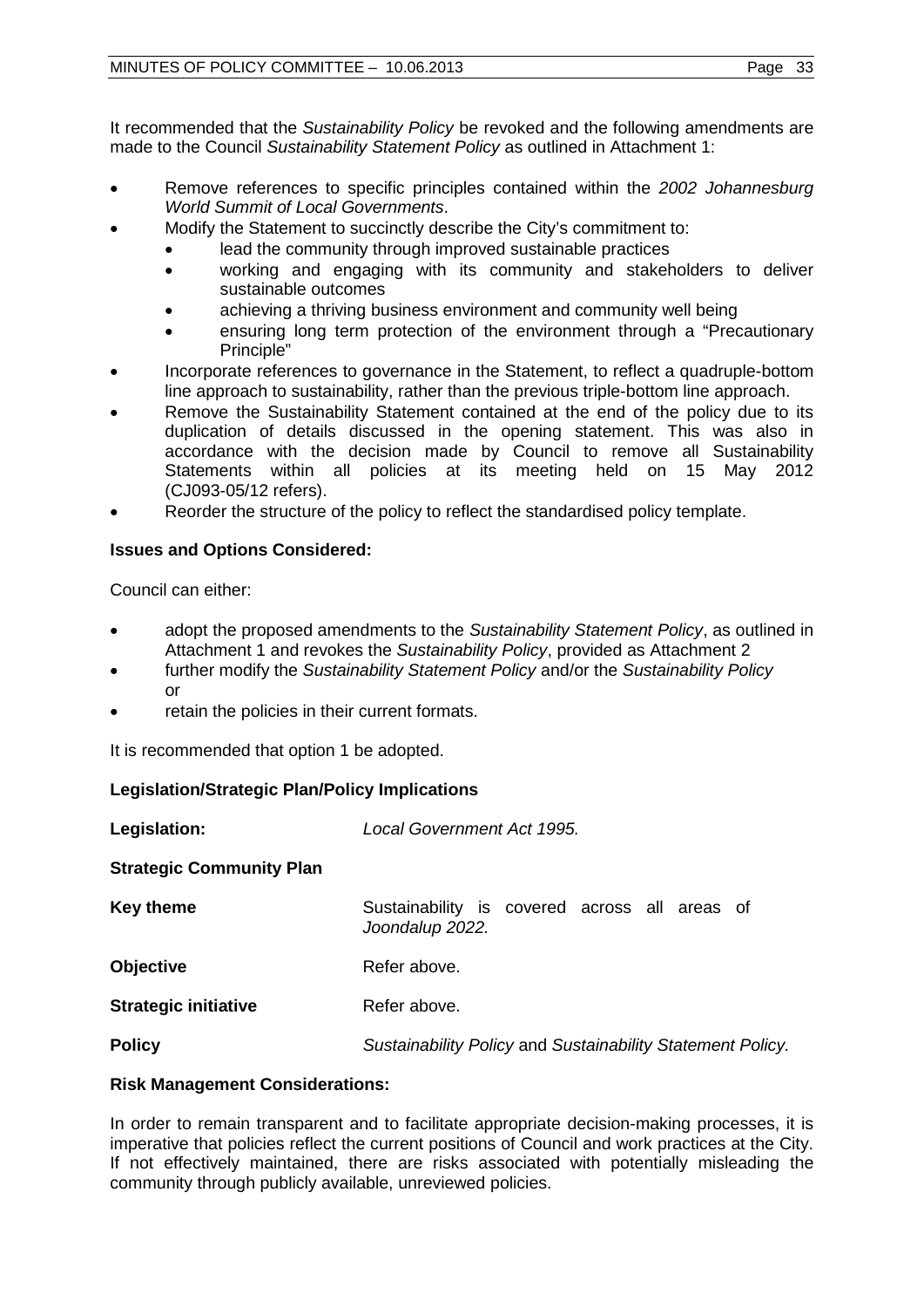It recommended that the *Sustainability Policy* be revoked and the following amendments are made to the Council *Sustainability Statement Policy* as outlined in Attachment 1:

- Remove references to specific principles contained within the *2002 Johannesburg World Summit of Local Governments*.
- Modify the Statement to succinctly describe the City's commitment to:
  - lead the community through improved sustainable practices
  - working and engaging with its community and stakeholders to deliver sustainable outcomes
  - achieving a thriving business environment and community well being
  - ensuring long term protection of the environment through a "Precautionary Principle"
- Incorporate references to governance in the Statement, to reflect a quadruple-bottom line approach to sustainability, rather than the previous triple-bottom line approach.
- Remove the Sustainability Statement contained at the end of the policy due to its duplication of details discussed in the opening statement. This was also in accordance with the decision made by Council to remove all Sustainability Statements within all policies at its meeting held on 15 May 2012 (CJ093-05/12 refers).
- Reorder the structure of the policy to reflect the standardised policy template.

**Issues and Options Considered:**

Council can either:

- adopt the proposed amendments to the *Sustainability Statement Policy*, as outlined in Attachment 1 and revokes the *Sustainability Policy*, provided as Attachment 2
- further modify the *Sustainability Statement Policy* and/or the *Sustainability Policy* or
- retain the policies in their current formats.

It is recommended that option 1 be adopted.

**Legislation/Strategic Plan/Policy Implications**

| | |
|---|---|
| **Legislation:** | *Local Government Act 1995.* |
| **Strategic Community Plan** | |
| **Key theme** | Sustainability is covered across all areas of *Joondalup 2022.* |
| **Objective** | Refer above. |
| **Strategic initiative** | Refer above. |
| **Policy** | *Sustainability Policy* and *Sustainability Statement Policy.* |

**Risk Management Considerations:**

In order to remain transparent and to facilitate appropriate decision-making processes, it is imperative that policies reflect the current positions of Council and work practices at the City. If not effectively maintained, there are risks associated with potentially misleading the community through publicly available, unreviewed policies.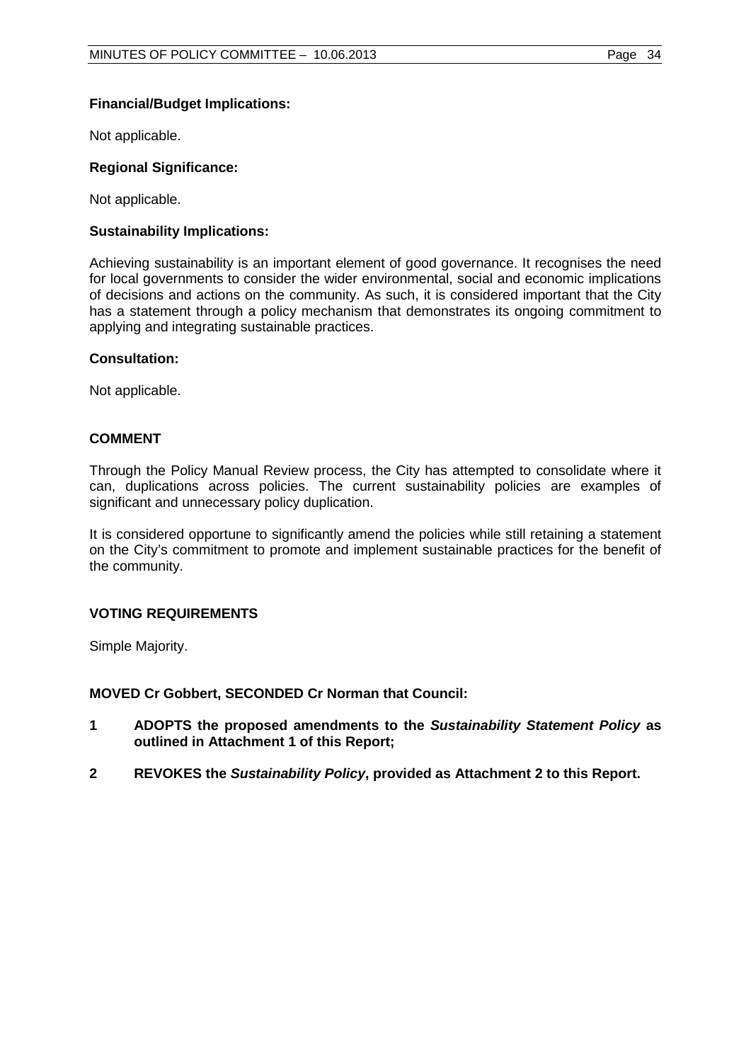**Financial/Budget Implications:**

Not applicable.

**Regional Significance:**

Not applicable.

**Sustainability Implications:**

Achieving sustainability is an important element of good governance. It recognises the need for local governments to consider the wider environmental, social and economic implications of decisions and actions on the community. As such, it is considered important that the City has a statement through a policy mechanism that demonstrates its ongoing commitment to applying and integrating sustainable practices.

**Consultation:**

Not applicable.

## COMMENT

Through the Policy Manual Review process, the City has attempted to consolidate where it can, duplications across policies. The current sustainability policies are examples of significant and unnecessary policy duplication.

It is considered opportune to significantly amend the policies while still retaining a statement on the City's commitment to promote and implement sustainable practices for the benefit of the community.

## VOTING REQUIREMENTS

Simple Majority.

**MOVED Cr Gobbert, SECONDED Cr Norman that Council:**

1. **ADOPTS the proposed amendments to the *Sustainability Statement Policy* as outlined in Attachment 1 of this Report;**
2. **REVOKES the *Sustainability Policy*, provided as Attachment 2 to this Report.**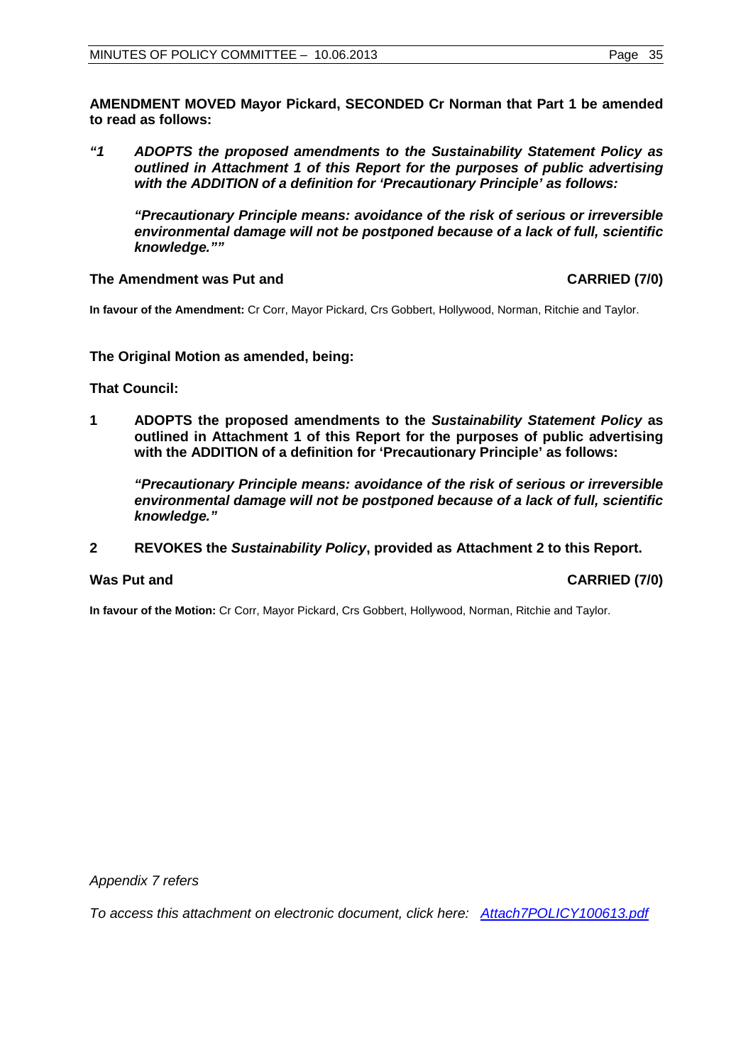**AMENDMENT MOVED Mayor Pickard, SECONDED Cr Norman that Part 1 be amended to read as follows:**

***"1 ADOPTS the proposed amendments to the Sustainability Statement Policy as outlined in Attachment 1 of this Report for the purposes of public advertising with the ADDITION of a definition for 'Precautionary Principle' as follows:***

> ***"Precautionary Principle means: avoidance of the risk of serious or irreversible environmental damage will not be postponed because of a lack of full, scientific knowledge.""***

**The Amendment was Put and CARRIED (7/0)**

**In favour of the Amendment:** Cr Corr, Mayor Pickard, Crs Gobbert, Hollywood, Norman, Ritchie and Taylor.

**The Original Motion as amended, being:**

**That Council:**

**1 ADOPTS the proposed amendments to the *Sustainability Statement Policy* as outlined in Attachment 1 of this Report for the purposes of public advertising with the ADDITION of a definition for 'Precautionary Principle' as follows:**

> ***"Precautionary Principle means: avoidance of the risk of serious or irreversible environmental damage will not be postponed because of a lack of full, scientific knowledge."***

**2 REVOKES the *Sustainability Policy*, provided as Attachment 2 to this Report.**

**Was Put and CARRIED (7/0)**

**In favour of the Motion:** Cr Corr, Mayor Pickard, Crs Gobbert, Hollywood, Norman, Ritchie and Taylor.

*Appendix 7 refers*

*To access this attachment on electronic document, click here: Attach7POLICY100613.pdf*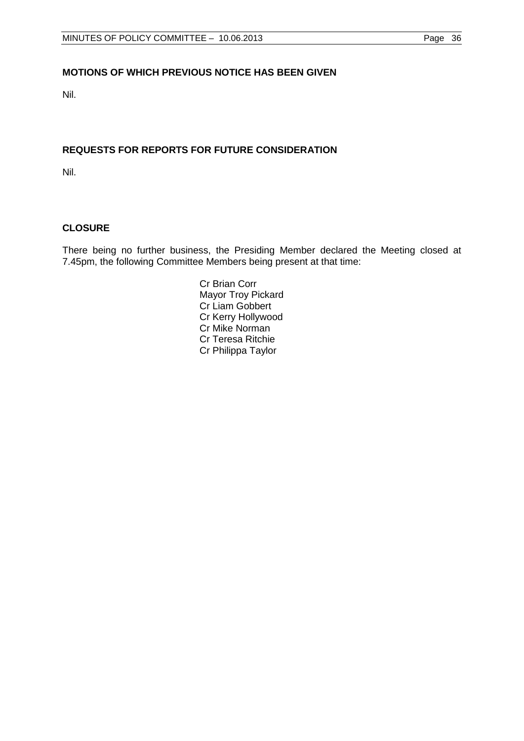## MOTIONS OF WHICH PREVIOUS NOTICE HAS BEEN GIVEN

Nil.

## REQUESTS FOR REPORTS FOR FUTURE CONSIDERATION

Nil.

## CLOSURE

There being no further business, the Presiding Member declared the Meeting closed at 7.45pm, the following Committee Members being present at that time:

Cr Brian Corr
Mayor Troy Pickard
Cr Liam Gobbert
Cr Kerry Hollywood
Cr Mike Norman
Cr Teresa Ritchie
Cr Philippa Taylor